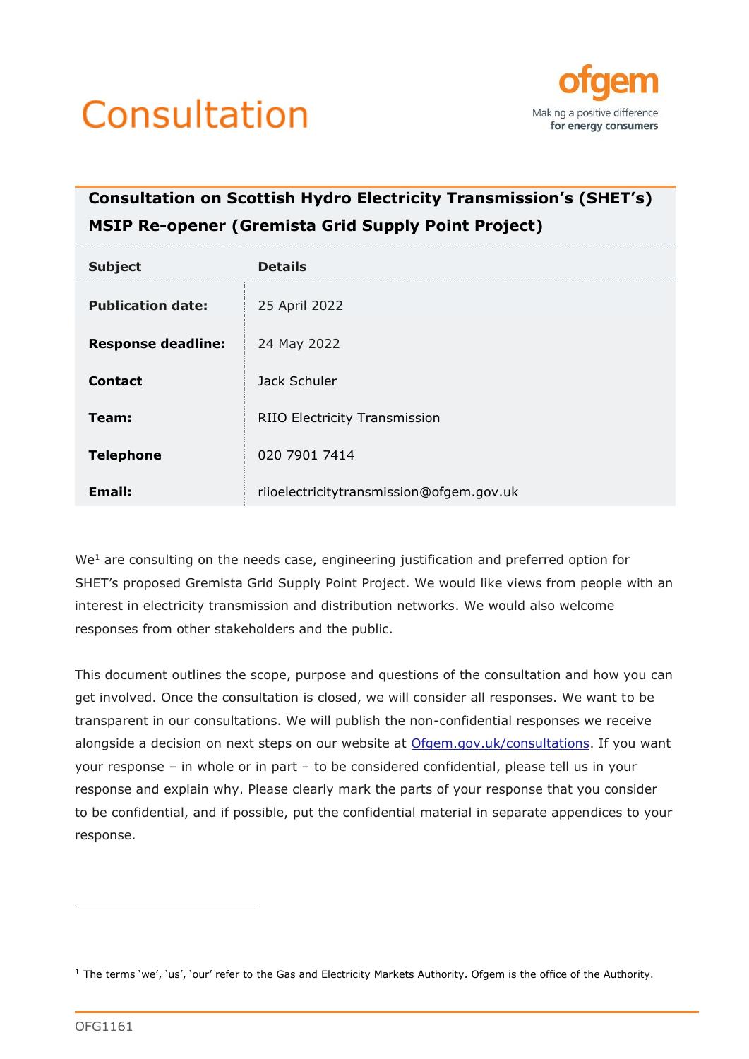# Consultation

ofgem
Making a positive difference
for energy consumers

## Consultation on Scottish Hydro Electricity Transmission's (SHET's) MSIP Re-opener (Gremista Grid Supply Point Project)

| Subject | Details |
|---|---|
| **Publication date:** | 25 April 2022 |
| **Response deadline:** | 24 May 2022 |
| **Contact** | Jack Schuler |
| **Team:** | RIIO Electricity Transmission |
| **Telephone** | 020 7901 7414 |
| **Email:** | riioelectricitytransmission@ofgem.gov.uk |

We[1] are consulting on the needs case, engineering justification and preferred option for SHET's proposed Gremista Grid Supply Point Project. We would like views from people with an interest in electricity transmission and distribution networks. We would also welcome responses from other stakeholders and the public.

This document outlines the scope, purpose and questions of the consultation and how you can get involved. Once the consultation is closed, we will consider all responses. We want to be transparent in our consultations. We will publish the non-confidential responses we receive alongside a decision on next steps on our website at [Ofgem.gov.uk/consultations](https://www.ofgem.gov.uk/consultations). If you want your response – in whole or in part – to be considered confidential, please tell us in your response and explain why. Please clearly mark the parts of your response that you consider to be confidential, and if possible, put the confidential material in separate appendices to your response.

[1] The terms 'we', 'us', 'our' refer to the Gas and Electricity Markets Authority. Ofgem is the office of the Authority.

OFG1161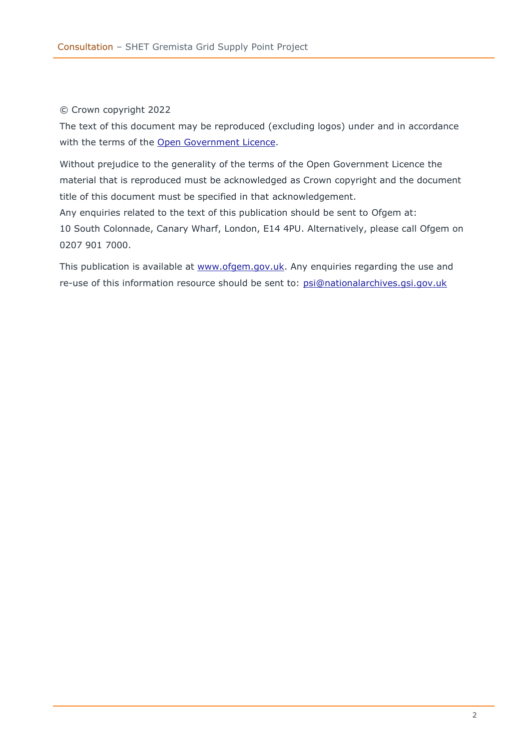© Crown copyright 2022

The text of this document may be reproduced (excluding logos) under and in accordance with the terms of the [Open Government Licence](http://www.nationalarchives.gov.uk/doc/open-government-licence/version/3/).

Without prejudice to the generality of the terms of the Open Government Licence the material that is reproduced must be acknowledged as Crown copyright and the document title of this document must be specified in that acknowledgement.

Any enquiries related to the text of this publication should be sent to Ofgem at:

10 South Colonnade, Canary Wharf, London, E14 4PU. Alternatively, please call Ofgem on 0207 901 7000.

This publication is available at [www.ofgem.gov.uk](http://www.ofgem.gov.uk). Any enquiries regarding the use and re-use of this information resource should be sent to: [psi@nationalarchives.gsi.gov.uk](mailto:psi@nationalarchives.gsi.gov.uk)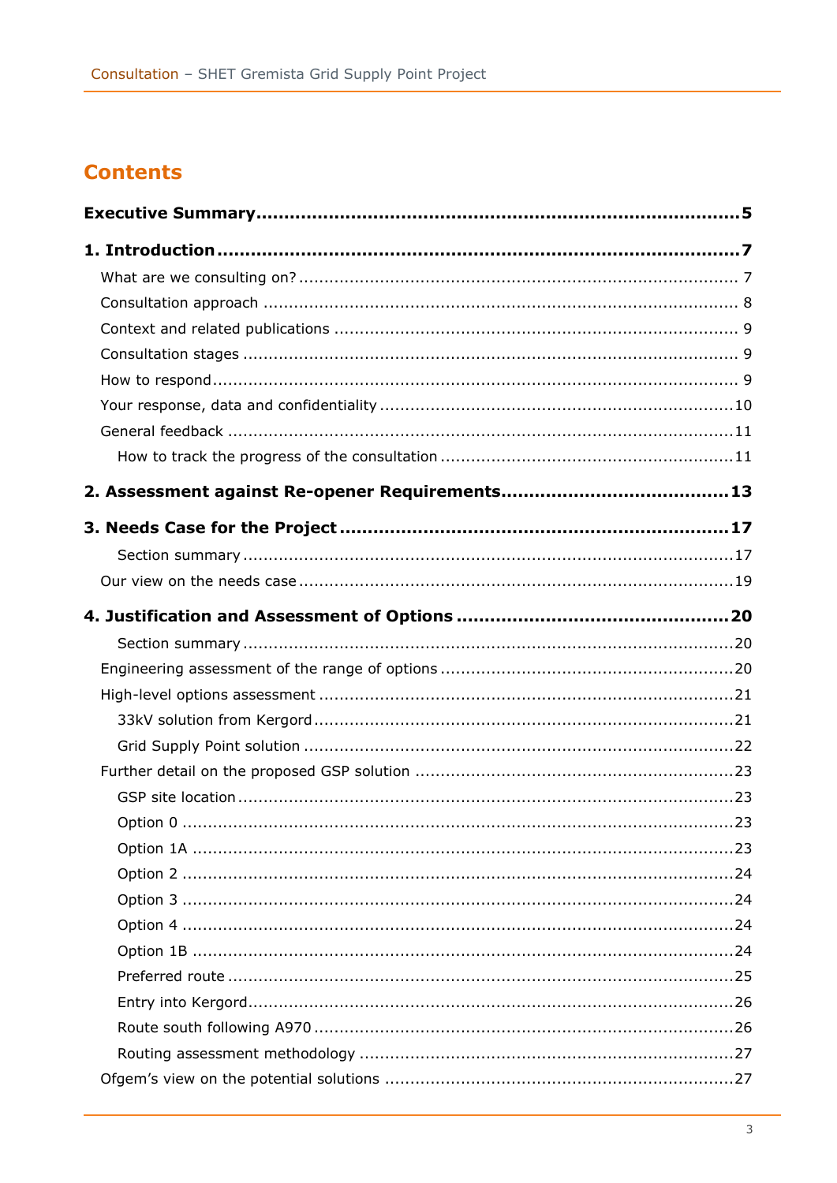## Contents

**Executive Summary** 5

**1. Introduction** 7

- What are we consulting on? 7
- Consultation approach 8
- Context and related publications 9
- Consultation stages 9
- How to respond 9
- Your response, data and confidentiality 10
- General feedback 11
  - How to track the progress of the consultation 11

**2. Assessment against Re-opener Requirements** 13

**3. Needs Case for the Project** 17

- Section summary 17
- Our view on the needs case 19

**4. Justification and Assessment of Options** 20

- Section summary 20
- Engineering assessment of the range of options 20
- High-level options assessment 21
  - 33kV solution from Kergord 21
  - Grid Supply Point solution 22
- Further detail on the proposed GSP solution 23
  - GSP site location 23
  - Option 0 23
  - Option 1A 23
  - Option 2 24
  - Option 3 24
  - Option 4 24
  - Option 1B 24
  - Preferred route 25
  - Entry into Kergord 26
  - Route south following A970 26
  - Routing assessment methodology 27
- Ofgem's view on the potential solutions 27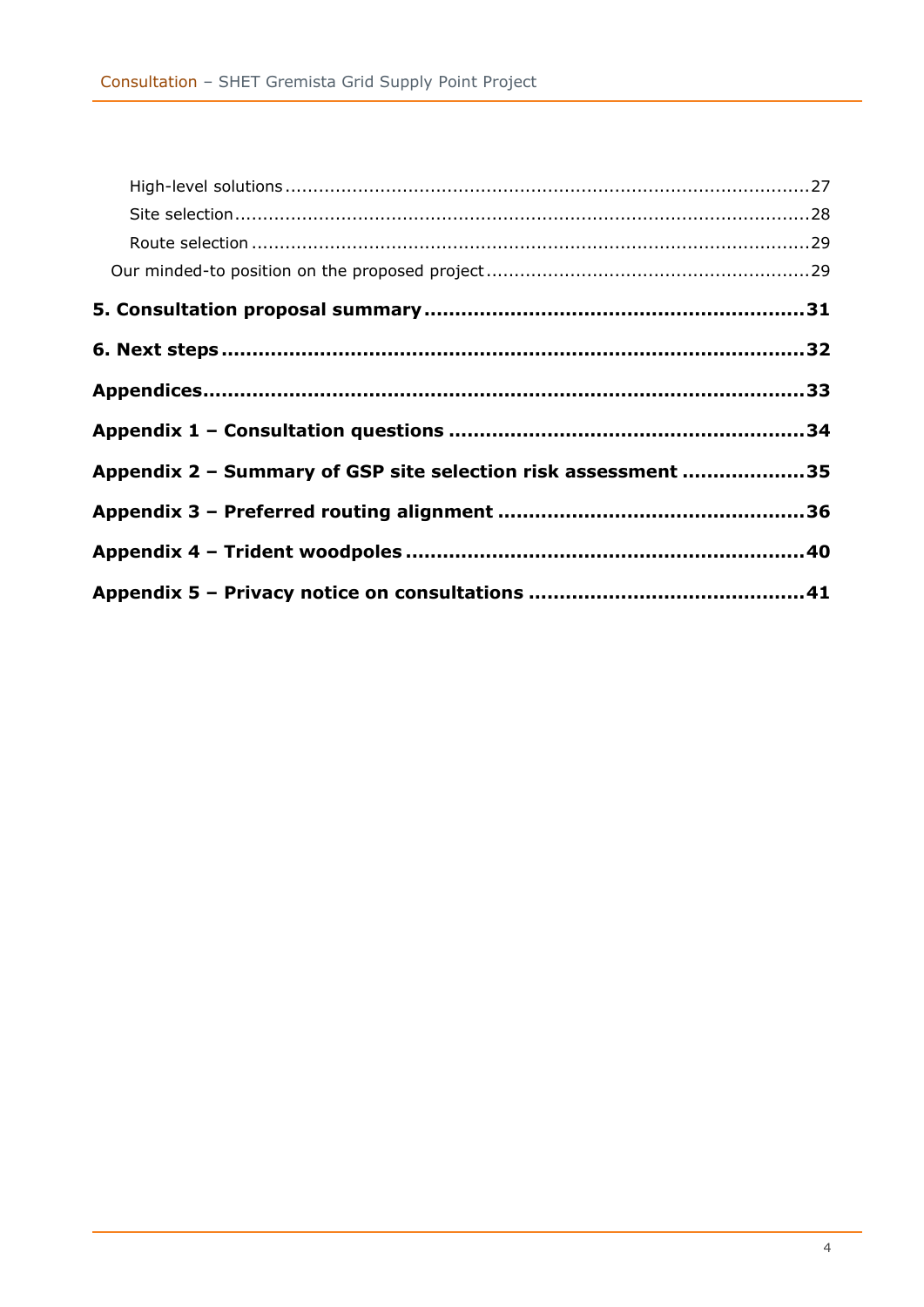High-level solutions ..... 27

Site selection ..... 28

Route selection ..... 29

Our minded-to position on the proposed project ..... 29

**5. Consultation proposal summary ..... 31**

**6. Next steps ..... 32**

**Appendices ..... 33**

**Appendix 1 – Consultation questions ..... 34**

**Appendix 2 – Summary of GSP site selection risk assessment ..... 35**

**Appendix 3 – Preferred routing alignment ..... 36**

**Appendix 4 – Trident woodpoles ..... 40**

**Appendix 5 – Privacy notice on consultations ..... 41**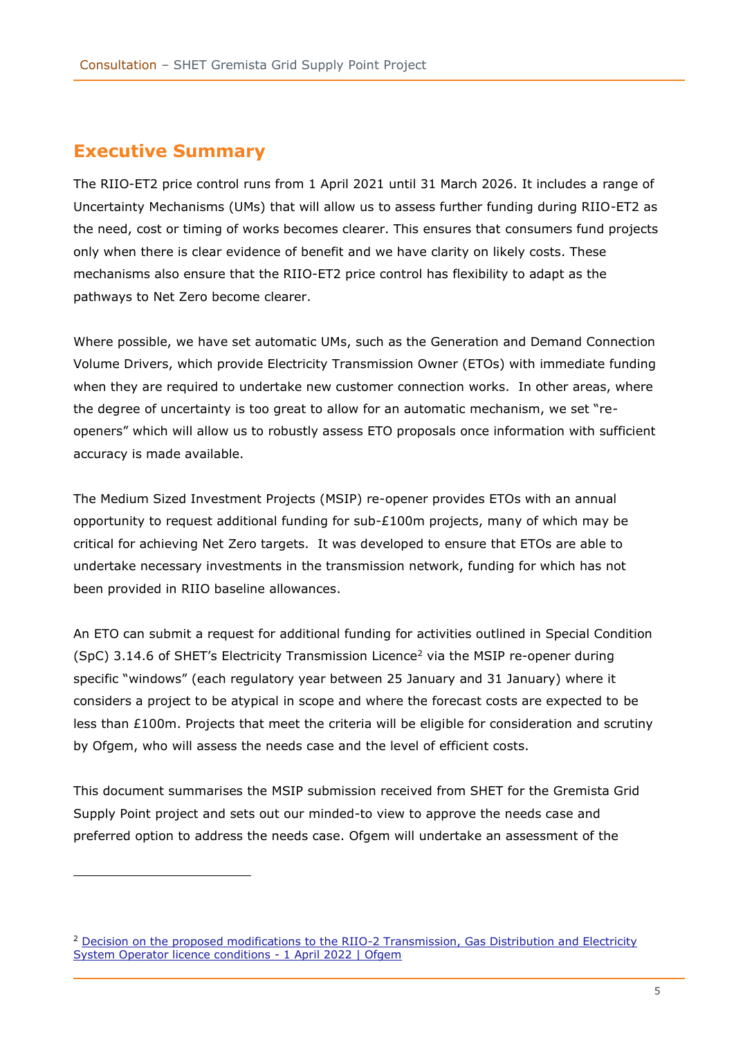## Executive Summary

The RIIO-ET2 price control runs from 1 April 2021 until 31 March 2026. It includes a range of Uncertainty Mechanisms (UMs) that will allow us to assess further funding during RIIO-ET2 as the need, cost or timing of works becomes clearer. This ensures that consumers fund projects only when there is clear evidence of benefit and we have clarity on likely costs. These mechanisms also ensure that the RIIO-ET2 price control has flexibility to adapt as the pathways to Net Zero become clearer.

Where possible, we have set automatic UMs, such as the Generation and Demand Connection Volume Drivers, which provide Electricity Transmission Owner (ETOs) with immediate funding when they are required to undertake new customer connection works. In other areas, where the degree of uncertainty is too great to allow for an automatic mechanism, we set "re-openers" which will allow us to robustly assess ETO proposals once information with sufficient accuracy is made available.

The Medium Sized Investment Projects (MSIP) re-opener provides ETOs with an annual opportunity to request additional funding for sub-£100m projects, many of which may be critical for achieving Net Zero targets. It was developed to ensure that ETOs are able to undertake necessary investments in the transmission network, funding for which has not been provided in RIIO baseline allowances.

An ETO can submit a request for additional funding for activities outlined in Special Condition (SpC) 3.14.6 of SHET's Electricity Transmission Licence[2] via the MSIP re-opener during specific "windows" (each regulatory year between 25 January and 31 January) where it considers a project to be atypical in scope and where the forecast costs are expected to be less than £100m. Projects that meet the criteria will be eligible for consideration and scrutiny by Ofgem, who will assess the needs case and the level of efficient costs.

This document summarises the MSIP submission received from SHET for the Gremista Grid Supply Point project and sets out our minded-to view to approve the needs case and preferred option to address the needs case. Ofgem will undertake an assessment of the

[2] Decision on the proposed modifications to the RIIO-2 Transmission, Gas Distribution and Electricity System Operator licence conditions - 1 April 2022 | Ofgem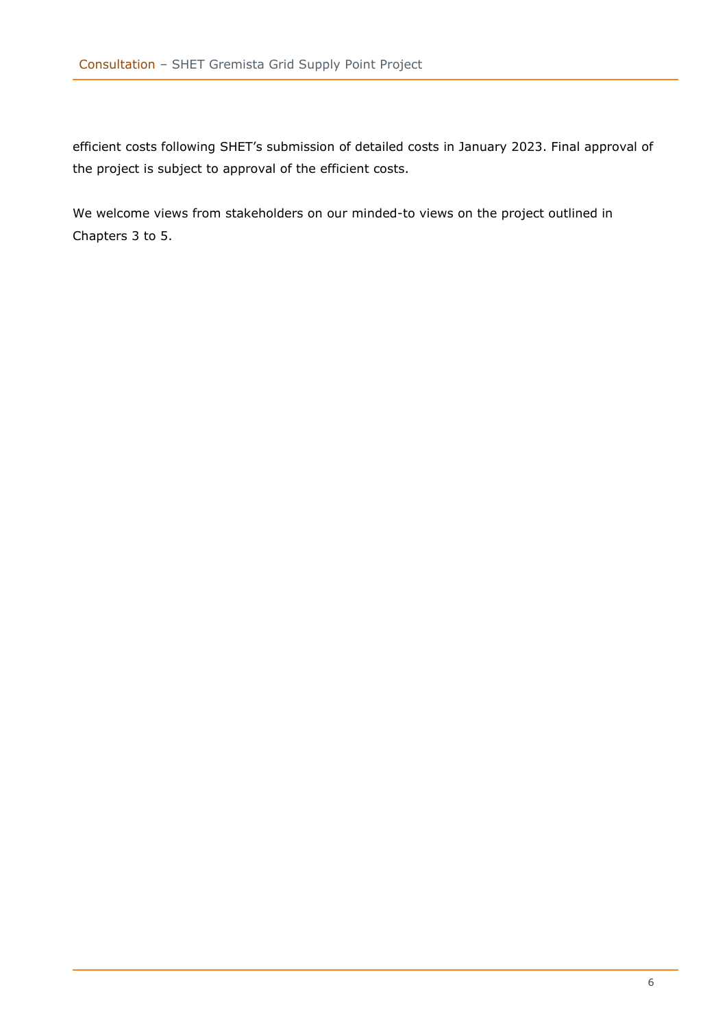efficient costs following SHET's submission of detailed costs in January 2023. Final approval of the project is subject to approval of the efficient costs.

We welcome views from stakeholders on our minded-to views on the project outlined in Chapters 3 to 5.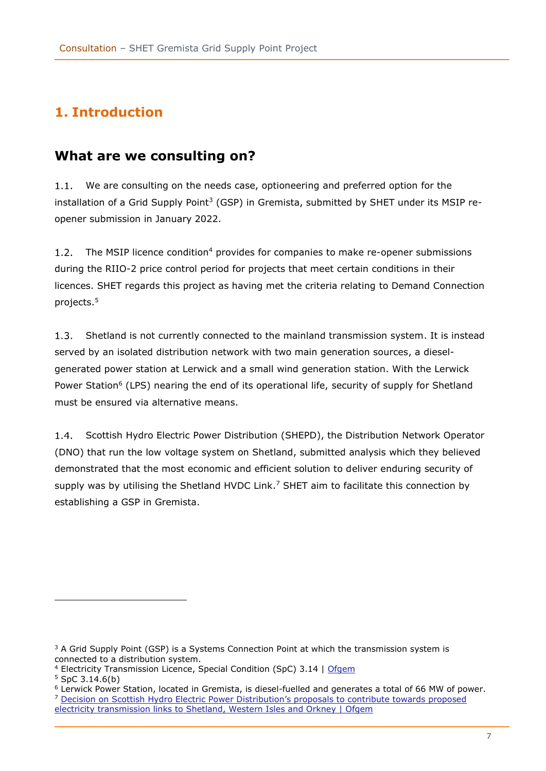# 1. Introduction

## What are we consulting on?

1.1. We are consulting on the needs case, optioneering and preferred option for the installation of a Grid Supply Point[3] (GSP) in Gremista, submitted by SHET under its MSIP re-opener submission in January 2022.

1.2. The MSIP licence condition[4] provides for companies to make re-opener submissions during the RIIO-2 price control period for projects that meet certain conditions in their licences. SHET regards this project as having met the criteria relating to Demand Connection projects.[5]

1.3. Shetland is not currently connected to the mainland transmission system. It is instead served by an isolated distribution network with two main generation sources, a diesel-generated power station at Lerwick and a small wind generation station. With the Lerwick Power Station[6] (LPS) nearing the end of its operational life, security of supply for Shetland must be ensured via alternative means.

1.4. Scottish Hydro Electric Power Distribution (SHEPD), the Distribution Network Operator (DNO) that run the low voltage system on Shetland, submitted analysis which they believed demonstrated that the most economic and efficient solution to deliver enduring security of supply was by utilising the Shetland HVDC Link.[7] SHET aim to facilitate this connection by establishing a GSP in Gremista.

---

[3] A Grid Supply Point (GSP) is a Systems Connection Point at which the transmission system is connected to a distribution system.

[4] Electricity Transmission Licence, Special Condition (SpC) 3.14 | Ofgem

[5] SpC 3.14.6(b)

[6] Lerwick Power Station, located in Gremista, is diesel-fuelled and generates a total of 66 MW of power.

[7] Decision on Scottish Hydro Electric Power Distribution's proposals to contribute towards proposed electricity transmission links to Shetland, Western Isles and Orkney | Ofgem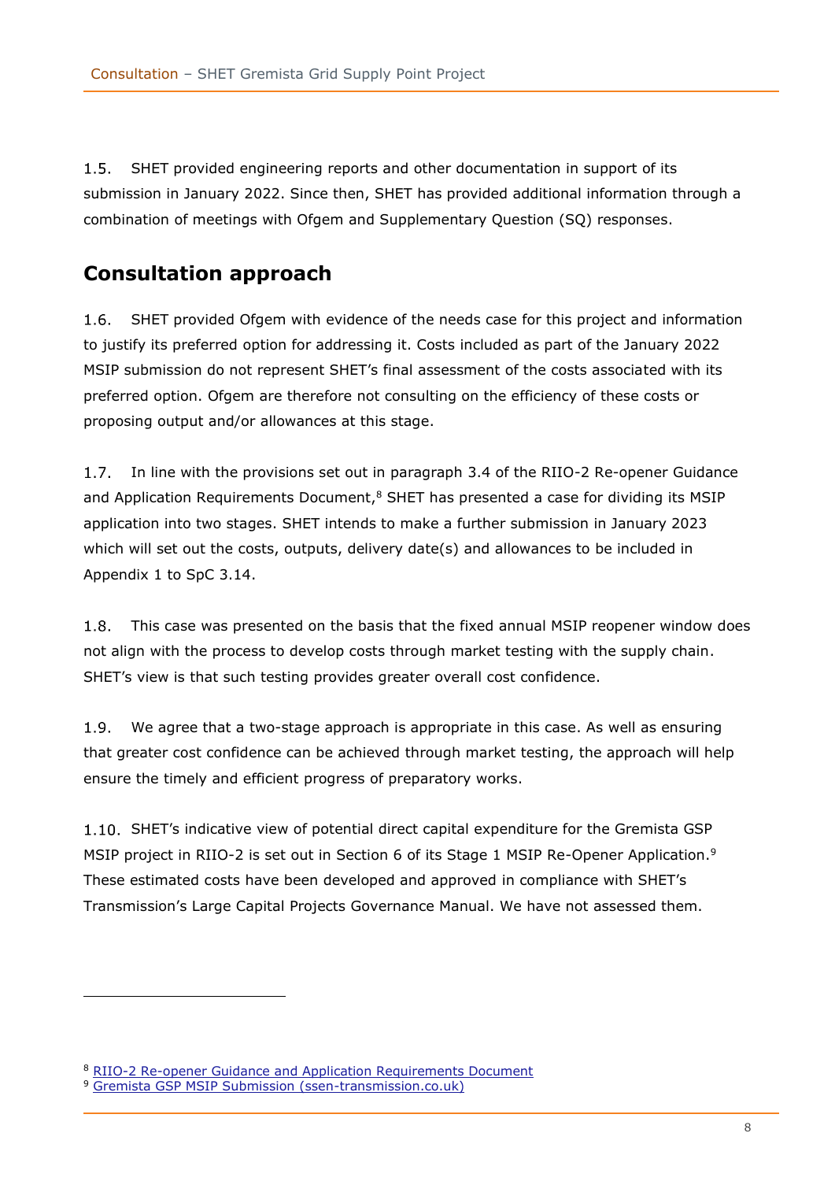1.5. SHET provided engineering reports and other documentation in support of its submission in January 2022. Since then, SHET has provided additional information through a combination of meetings with Ofgem and Supplementary Question (SQ) responses.

## Consultation approach

1.6. SHET provided Ofgem with evidence of the needs case for this project and information to justify its preferred option for addressing it. Costs included as part of the January 2022 MSIP submission do not represent SHET's final assessment of the costs associated with its preferred option. Ofgem are therefore not consulting on the efficiency of these costs or proposing output and/or allowances at this stage.

1.7. In line with the provisions set out in paragraph 3.4 of the RIIO-2 Re-opener Guidance and Application Requirements Document,[8] SHET has presented a case for dividing its MSIP application into two stages. SHET intends to make a further submission in January 2023 which will set out the costs, outputs, delivery date(s) and allowances to be included in Appendix 1 to SpC 3.14.

1.8. This case was presented on the basis that the fixed annual MSIP reopener window does not align with the process to develop costs through market testing with the supply chain. SHET's view is that such testing provides greater overall cost confidence.

1.9. We agree that a two-stage approach is appropriate in this case. As well as ensuring that greater cost confidence can be achieved through market testing, the approach will help ensure the timely and efficient progress of preparatory works.

1.10. SHET's indicative view of potential direct capital expenditure for the Gremista GSP MSIP project in RIIO-2 is set out in Section 6 of its Stage 1 MSIP Re-Opener Application.[9] These estimated costs have been developed and approved in compliance with SHET's Transmission's Large Capital Projects Governance Manual. We have not assessed them.

---

[8] RIIO-2 Re-opener Guidance and Application Requirements Document

[9] Gremista GSP MSIP Submission (ssen-transmission.co.uk)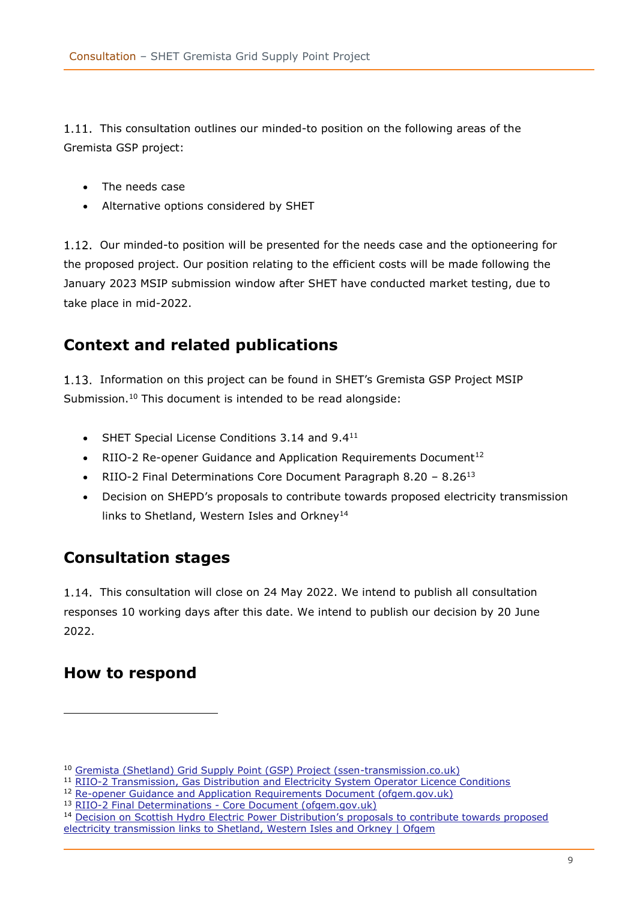1.11. This consultation outlines our minded-to position on the following areas of the Gremista GSP project:

- The needs case
- Alternative options considered by SHET

1.12. Our minded-to position will be presented for the needs case and the optioneering for the proposed project. Our position relating to the efficient costs will be made following the January 2023 MSIP submission window after SHET have conducted market testing, due to take place in mid-2022.

## Context and related publications

1.13. Information on this project can be found in SHET's Gremista GSP Project MSIP Submission.[10] This document is intended to be read alongside:

- SHET Special License Conditions 3.14 and 9.4[11]
- RIIO-2 Re-opener Guidance and Application Requirements Document[12]
- RIIO-2 Final Determinations Core Document Paragraph 8.20 – 8.26[13]
- Decision on SHEPD's proposals to contribute towards proposed electricity transmission links to Shetland, Western Isles and Orkney[14]

## Consultation stages

1.14. This consultation will close on 24 May 2022. We intend to publish all consultation responses 10 working days after this date. We intend to publish our decision by 20 June 2022.

## How to respond

---

[10] Gremista (Shetland) Grid Supply Point (GSP) Project (ssen-transmission.co.uk)
[11] RIIO-2 Transmission, Gas Distribution and Electricity System Operator Licence Conditions
[12] Re-opener Guidance and Application Requirements Document (ofgem.gov.uk)
[13] RIIO-2 Final Determinations - Core Document (ofgem.gov.uk)
[14] Decision on Scottish Hydro Electric Power Distribution's proposals to contribute towards proposed electricity transmission links to Shetland, Western Isles and Orkney | Ofgem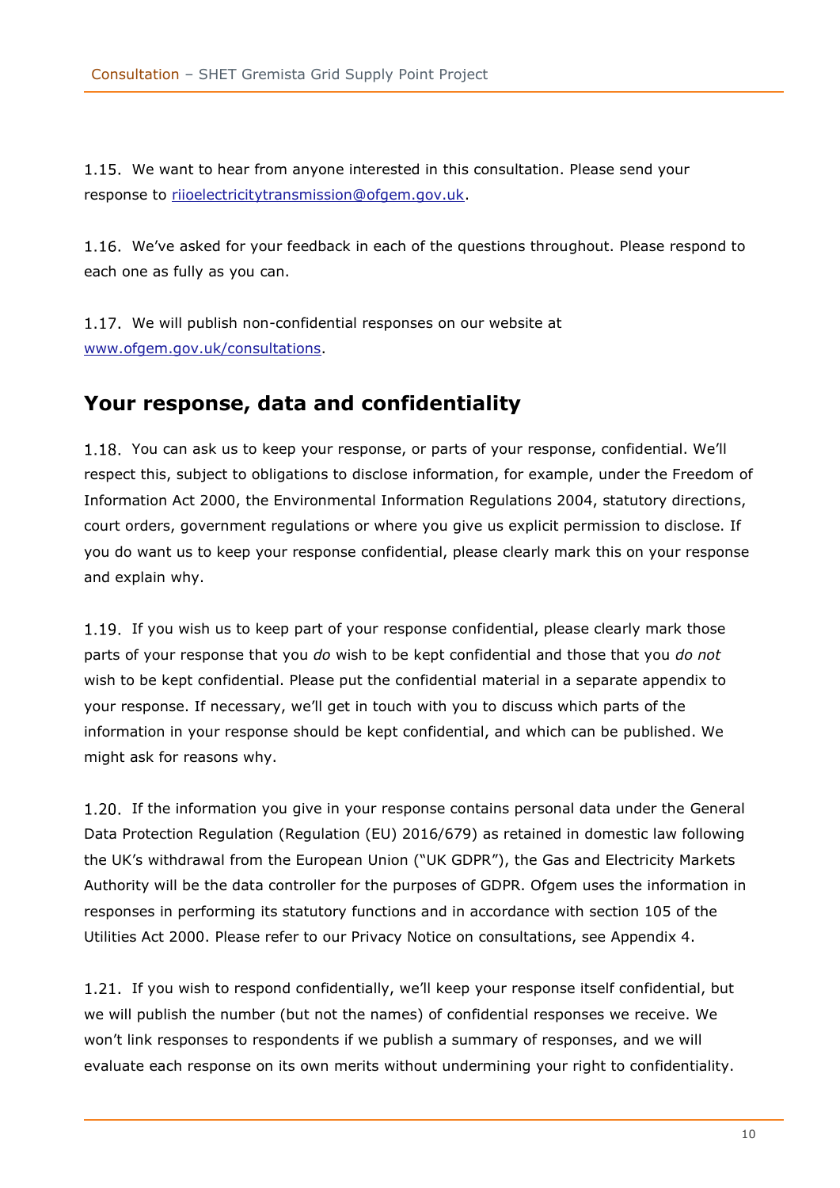1.15. We want to hear from anyone interested in this consultation. Please send your response to riioelectricitytransmission@ofgem.gov.uk.

1.16. We've asked for your feedback in each of the questions throughout. Please respond to each one as fully as you can.

1.17. We will publish non-confidential responses on our website at www.ofgem.gov.uk/consultations.

## Your response, data and confidentiality

1.18. You can ask us to keep your response, or parts of your response, confidential. We'll respect this, subject to obligations to disclose information, for example, under the Freedom of Information Act 2000, the Environmental Information Regulations 2004, statutory directions, court orders, government regulations or where you give us explicit permission to disclose. If you do want us to keep your response confidential, please clearly mark this on your response and explain why.

1.19. If you wish us to keep part of your response confidential, please clearly mark those parts of your response that you *do* wish to be kept confidential and those that you *do not* wish to be kept confidential. Please put the confidential material in a separate appendix to your response. If necessary, we'll get in touch with you to discuss which parts of the information in your response should be kept confidential, and which can be published. We might ask for reasons why.

1.20. If the information you give in your response contains personal data under the General Data Protection Regulation (Regulation (EU) 2016/679) as retained in domestic law following the UK's withdrawal from the European Union ("UK GDPR"), the Gas and Electricity Markets Authority will be the data controller for the purposes of GDPR. Ofgem uses the information in responses in performing its statutory functions and in accordance with section 105 of the Utilities Act 2000. Please refer to our Privacy Notice on consultations, see Appendix 4.

1.21. If you wish to respond confidentially, we'll keep your response itself confidential, but we will publish the number (but not the names) of confidential responses we receive. We won't link responses to respondents if we publish a summary of responses, and we will evaluate each response on its own merits without undermining your right to confidentiality.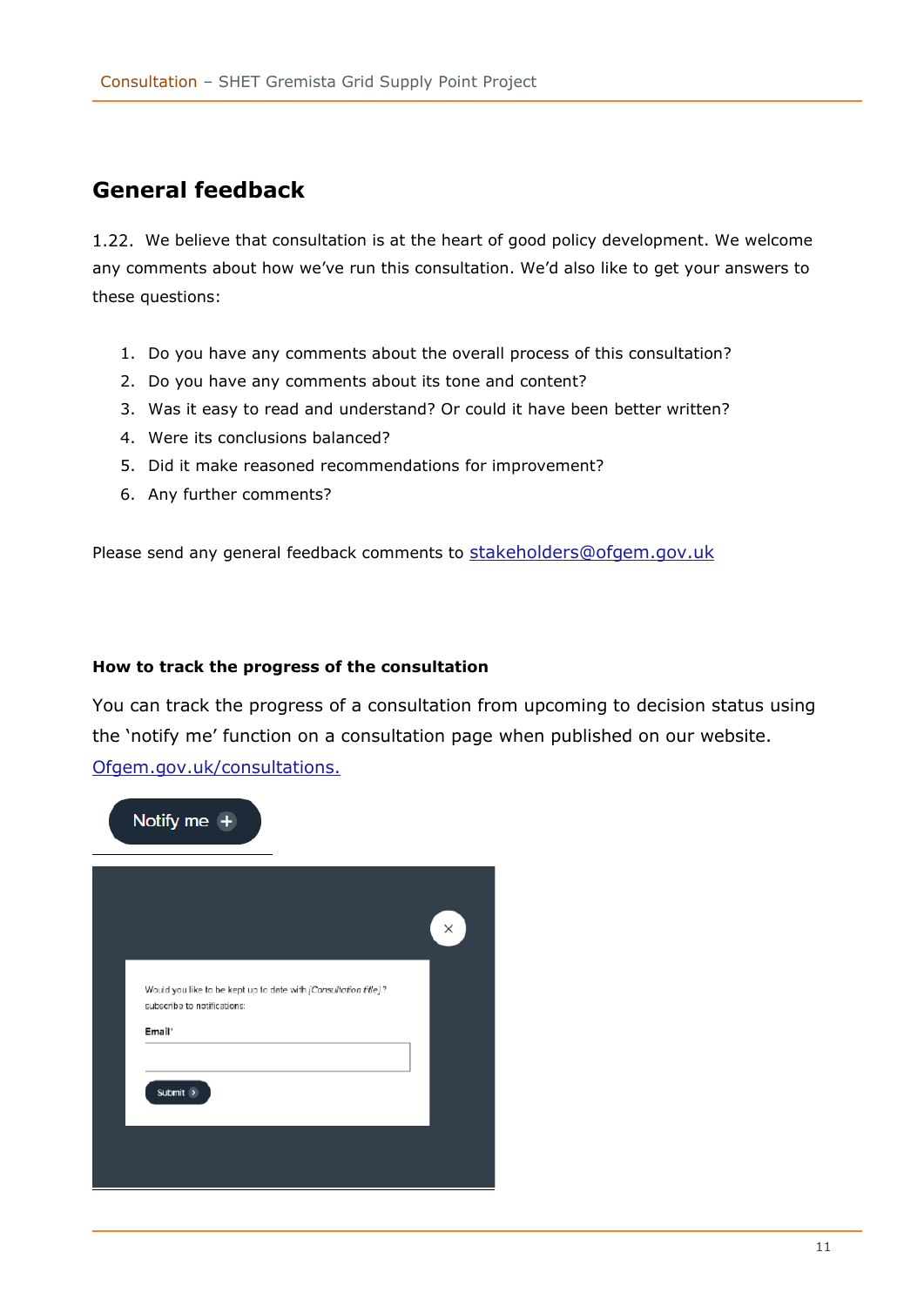## General feedback

1.22. We believe that consultation is at the heart of good policy development. We welcome any comments about how we've run this consultation. We'd also like to get your answers to these questions:

1. Do you have any comments about the overall process of this consultation?
2. Do you have any comments about its tone and content?
3. Was it easy to read and understand? Or could it have been better written?
4. Were its conclusions balanced?
5. Did it make reasoned recommendations for improvement?
6. Any further comments?

Please send any general feedback comments to [stakeholders@ofgem.gov.uk](mailto:stakeholders@ofgem.gov.uk)

#### How to track the progress of the consultation

You can track the progress of a consultation from upcoming to decision status using the 'notify me' function on a consultation page when published on our website. [Ofgem.gov.uk/consultations.](https://www.ofgem.gov.uk/consultations)

Notify me +

Would you like to be kept up to date with *[Consultation title]*? subscribe to notifications:

Email*

Submit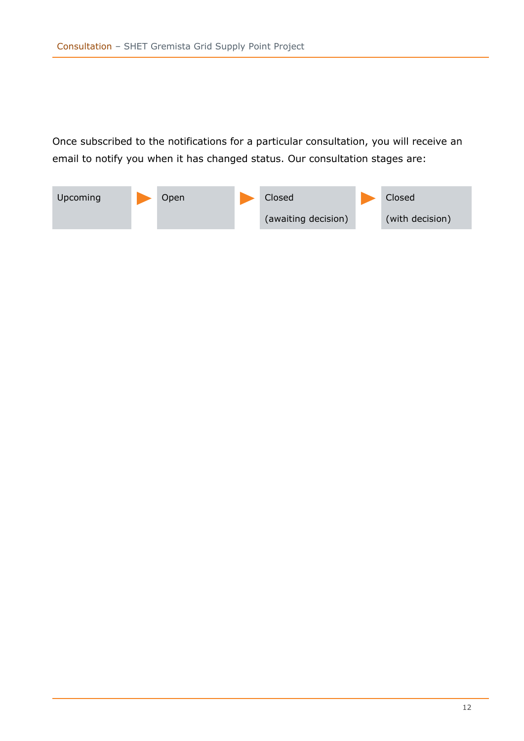Once subscribed to the notifications for a particular consultation, you will receive an email to notify you when it has changed status. Our consultation stages are:

Upcoming ▶ Open ▶ Closed (awaiting decision) ▶ Closed (with decision)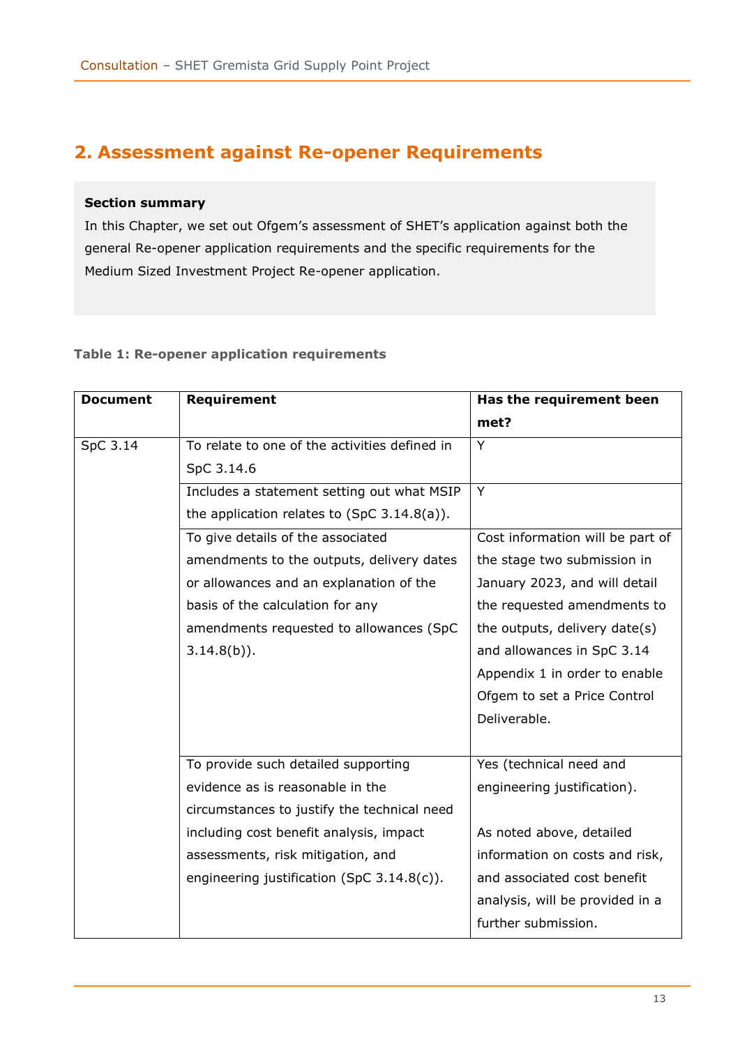## 2. Assessment against Re-opener Requirements

**Section summary**

In this Chapter, we set out Ofgem's assessment of SHET's application against both the general Re-opener application requirements and the specific requirements for the Medium Sized Investment Project Re-opener application.

**Table 1: Re-opener application requirements**

| Document | Requirement | Has the requirement been met? |
|---|---|---|
| SpC 3.14 | To relate to one of the activities defined in SpC 3.14.6 | Y |
| | Includes a statement setting out what MSIP the application relates to (SpC 3.14.8(a)). | Y |
| | To give details of the associated amendments to the outputs, delivery dates or allowances and an explanation of the basis of the calculation for any amendments requested to allowances (SpC 3.14.8(b)). | Cost information will be part of the stage two submission in January 2023, and will detail the requested amendments to the outputs, delivery date(s) and allowances in SpC 3.14 Appendix 1 in order to enable Ofgem to set a Price Control Deliverable. |
| | To provide such detailed supporting evidence as is reasonable in the circumstances to justify the technical need including cost benefit analysis, impact assessments, risk mitigation, and engineering justification (SpC 3.14.8(c)). | Yes (technical need and engineering justification).<br><br>As noted above, detailed information on costs and risk, and associated cost benefit analysis, will be provided in a further submission. |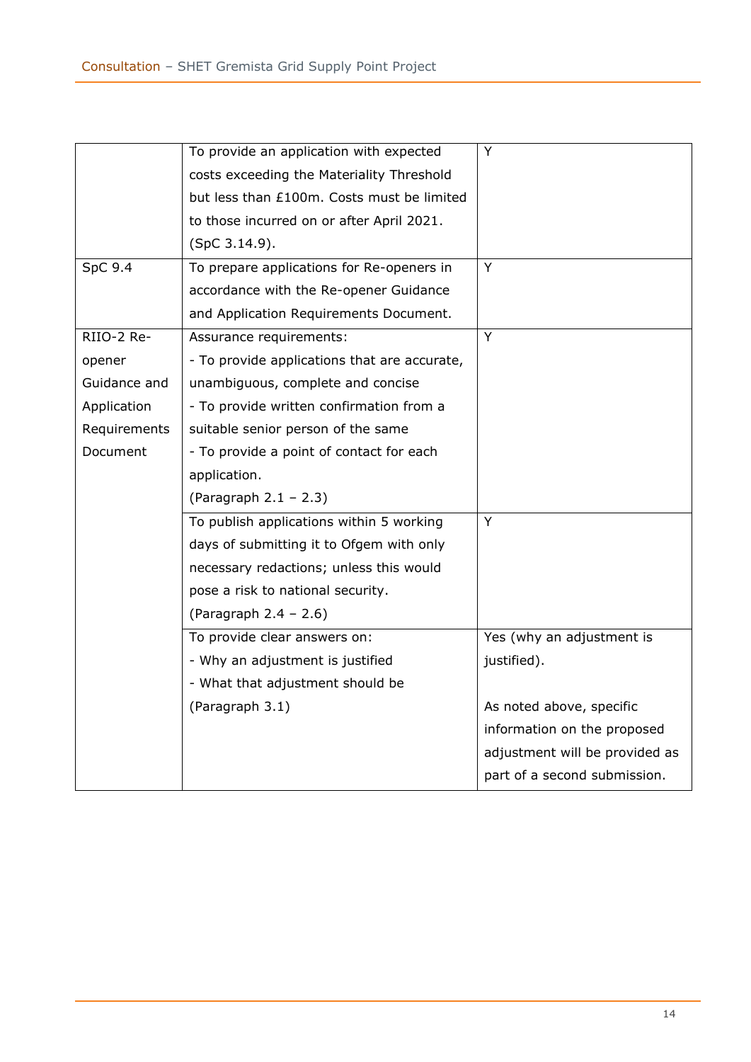| | | |
|---|---|---|
| | To provide an application with expected costs exceeding the Materiality Threshold but less than £100m. Costs must be limited to those incurred on or after April 2021. (SpC 3.14.9). | Y |
| SpC 9.4 | To prepare applications for Re-openers in accordance with the Re-opener Guidance and Application Requirements Document. | Y |
| RIIO-2 Re-opener Guidance and Application Requirements Document | Assurance requirements:<br>- To provide applications that are accurate, unambiguous, complete and concise<br>- To provide written confirmation from a suitable senior person of the same<br>- To provide a point of contact for each application.<br>(Paragraph 2.1 – 2.3) | Y |
| | To publish applications within 5 working days of submitting it to Ofgem with only necessary redactions; unless this would pose a risk to national security.<br>(Paragraph 2.4 – 2.6) | Y |
| | To provide clear answers on:<br>- Why an adjustment is justified<br>- What that adjustment should be<br>(Paragraph 3.1) | Yes (why an adjustment is justified).<br><br>As noted above, specific information on the proposed adjustment will be provided as part of a second submission. |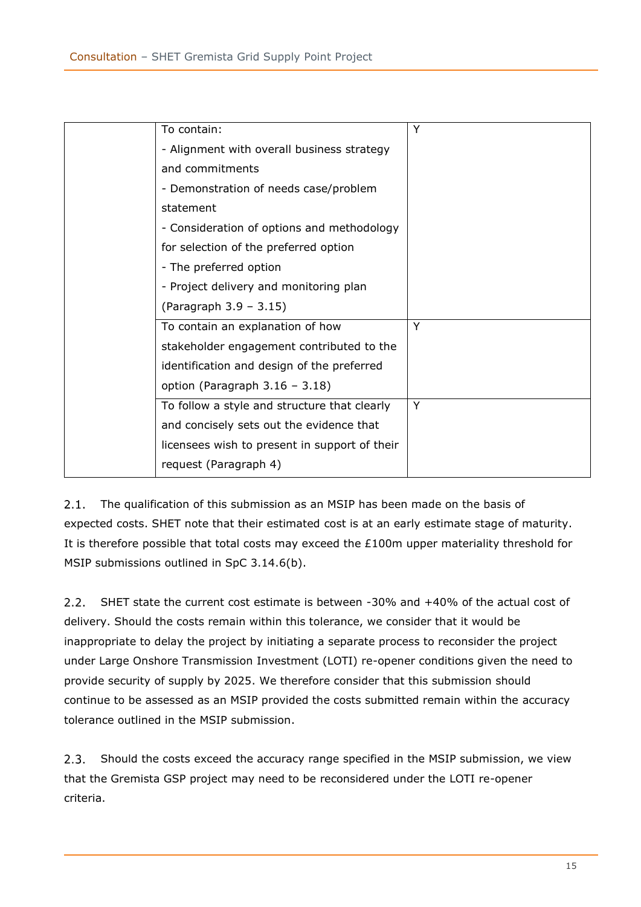| | | |
|---|---|---|
| | To contain:<br>- Alignment with overall business strategy and commitments<br>- Demonstration of needs case/problem statement<br>- Consideration of options and methodology for selection of the preferred option<br>- The preferred option<br>- Project delivery and monitoring plan<br>(Paragraph 3.9 – 3.15) | Y |
| | To contain an explanation of how stakeholder engagement contributed to the identification and design of the preferred option (Paragraph 3.16 – 3.18) | Y |
| | To follow a style and structure that clearly and concisely sets out the evidence that licensees wish to present in support of their request (Paragraph 4) | Y |

2.1. The qualification of this submission as an MSIP has been made on the basis of expected costs. SHET note that their estimated cost is at an early estimate stage of maturity. It is therefore possible that total costs may exceed the £100m upper materiality threshold for MSIP submissions outlined in SpC 3.14.6(b).

2.2. SHET state the current cost estimate is between -30% and +40% of the actual cost of delivery. Should the costs remain within this tolerance, we consider that it would be inappropriate to delay the project by initiating a separate process to reconsider the project under Large Onshore Transmission Investment (LOTI) re-opener conditions given the need to provide security of supply by 2025. We therefore consider that this submission should continue to be assessed as an MSIP provided the costs submitted remain within the accuracy tolerance outlined in the MSIP submission.

2.3. Should the costs exceed the accuracy range specified in the MSIP submission, we view that the Gremista GSP project may need to be reconsidered under the LOTI re-opener criteria.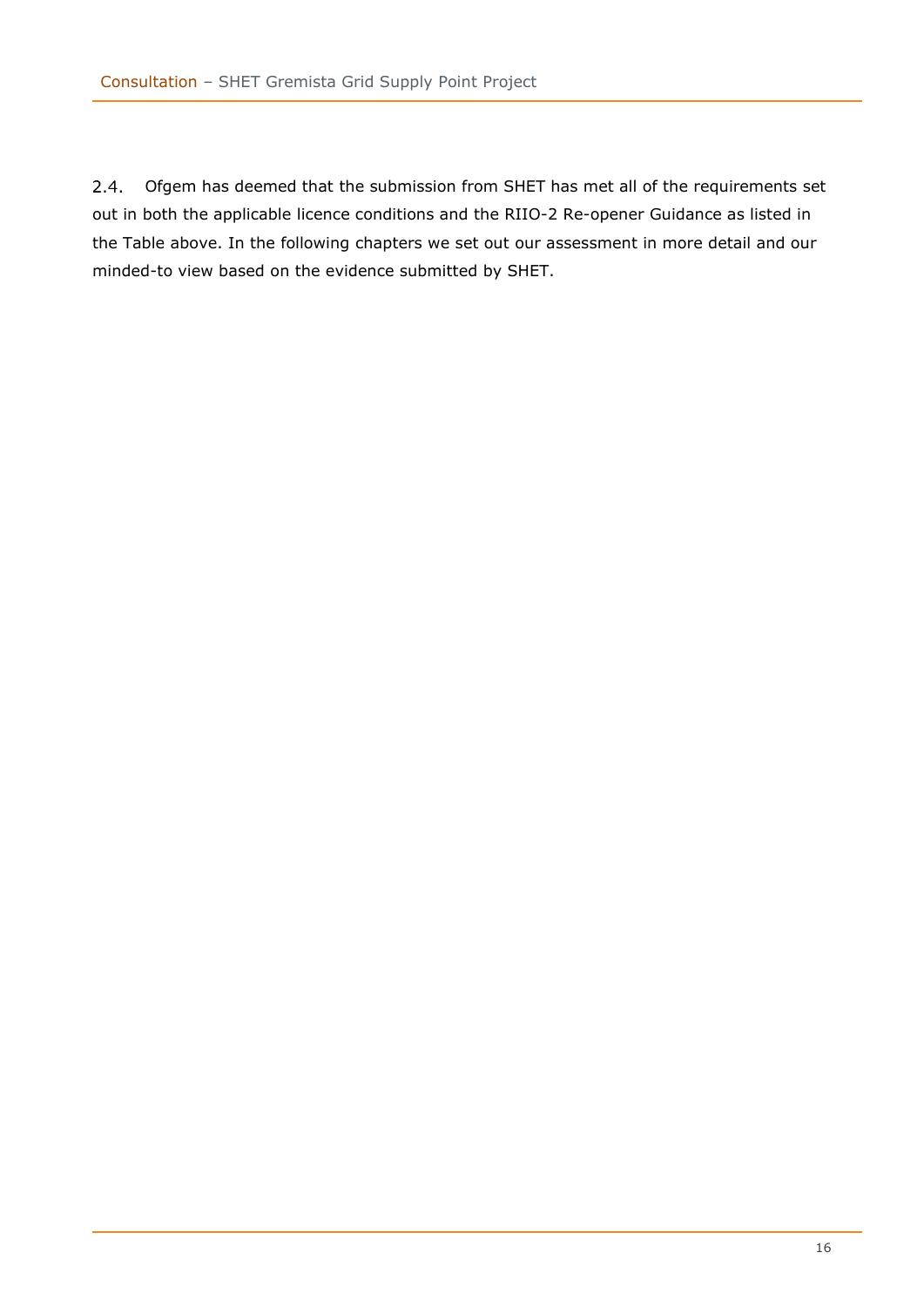2.4. Ofgem has deemed that the submission from SHET has met all of the requirements set out in both the applicable licence conditions and the RIIO-2 Re-opener Guidance as listed in the Table above. In the following chapters we set out our assessment in more detail and our minded-to view based on the evidence submitted by SHET.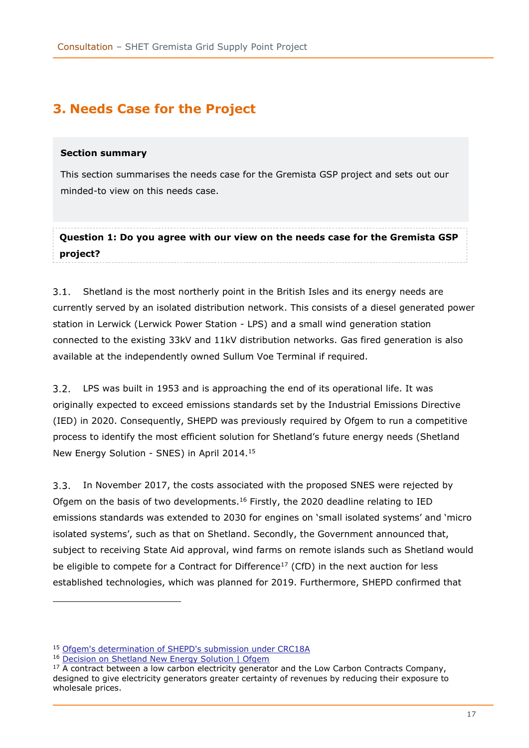# 3. Needs Case for the Project

**Section summary**

This section summarises the needs case for the Gremista GSP project and sets out our minded-to view on this needs case.

**Question 1: Do you agree with our view on the needs case for the Gremista GSP project?**

3.1. Shetland is the most northerly point in the British Isles and its energy needs are currently served by an isolated distribution network. This consists of a diesel generated power station in Lerwick (Lerwick Power Station - LPS) and a small wind generation station connected to the existing 33kV and 11kV distribution networks. Gas fired generation is also available at the independently owned Sullum Voe Terminal if required.

3.2. LPS was built in 1953 and is approaching the end of its operational life. It was originally expected to exceed emissions standards set by the Industrial Emissions Directive (IED) in 2020. Consequently, SHEPD was previously required by Ofgem to run a competitive process to identify the most efficient solution for Shetland's future energy needs (Shetland New Energy Solution - SNES) in April 2014.[15]

3.3. In November 2017, the costs associated with the proposed SNES were rejected by Ofgem on the basis of two developments.[16] Firstly, the 2020 deadline relating to IED emissions standards was extended to 2030 for engines on 'small isolated systems' and 'micro isolated systems', such as that on Shetland. Secondly, the Government announced that, subject to receiving State Aid approval, wind farms on remote islands such as Shetland would be eligible to compete for a Contract for Difference[17] (CfD) in the next auction for less established technologies, which was planned for 2019. Furthermore, SHEPD confirmed that

[15] Ofgem's determination of SHEPD's submission under CRC18A

[16] Decision on Shetland New Energy Solution | Ofgem

[17] A contract between a low carbon electricity generator and the Low Carbon Contracts Company, designed to give electricity generators greater certainty of revenues by reducing their exposure to wholesale prices.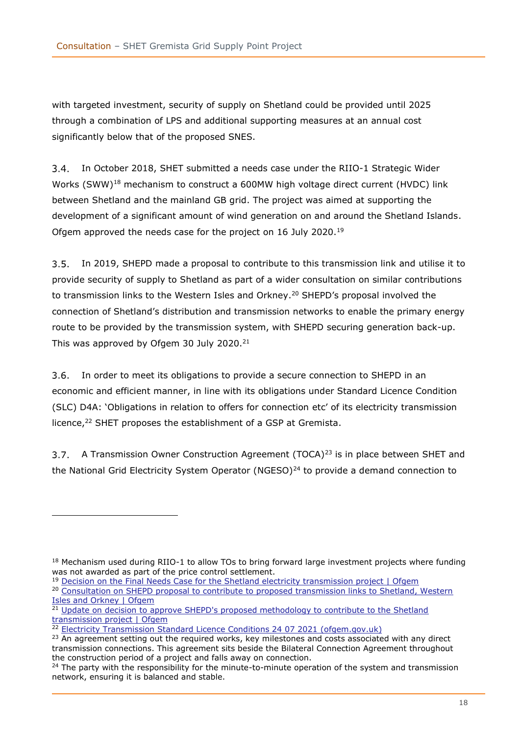with targeted investment, security of supply on Shetland could be provided until 2025 through a combination of LPS and additional supporting measures at an annual cost significantly below that of the proposed SNES.

3.4. In October 2018, SHET submitted a needs case under the RIIO-1 Strategic Wider Works (SWW)[18] mechanism to construct a 600MW high voltage direct current (HVDC) link between Shetland and the mainland GB grid. The project was aimed at supporting the development of a significant amount of wind generation on and around the Shetland Islands. Ofgem approved the needs case for the project on 16 July 2020.[19]

3.5. In 2019, SHEPD made a proposal to contribute to this transmission link and utilise it to provide security of supply to Shetland as part of a wider consultation on similar contributions to transmission links to the Western Isles and Orkney.[20] SHEPD's proposal involved the connection of Shetland's distribution and transmission networks to enable the primary energy route to be provided by the transmission system, with SHEPD securing generation back-up. This was approved by Ofgem 30 July 2020.[21]

3.6. In order to meet its obligations to provide a secure connection to SHEPD in an economic and efficient manner, in line with its obligations under Standard Licence Condition (SLC) D4A: 'Obligations in relation to offers for connection etc' of its electricity transmission licence,[22] SHET proposes the establishment of a GSP at Gremista.

3.7. A Transmission Owner Construction Agreement (TOCA)[23] is in place between SHET and the National Grid Electricity System Operator (NGESO)[24] to provide a demand connection to

---

[18] Mechanism used during RIIO-1 to allow TOs to bring forward large investment projects where funding was not awarded as part of the price control settlement.

[19] Decision on the Final Needs Case for the Shetland electricity transmission project | Ofgem

[20] Consultation on SHEPD proposal to contribute to proposed transmission links to Shetland, Western Isles and Orkney | Ofgem

[21] Update on decision to approve SHEPD's proposed methodology to contribute to the Shetland transmission project | Ofgem

[22] Electricity Transmission Standard Licence Conditions 24 07 2021 (ofgem.gov.uk)

[23] An agreement setting out the required works, key milestones and costs associated with any direct transmission connections. This agreement sits beside the Bilateral Connection Agreement throughout the construction period of a project and falls away on connection.

[24] The party with the responsibility for the minute-to-minute operation of the system and transmission network, ensuring it is balanced and stable.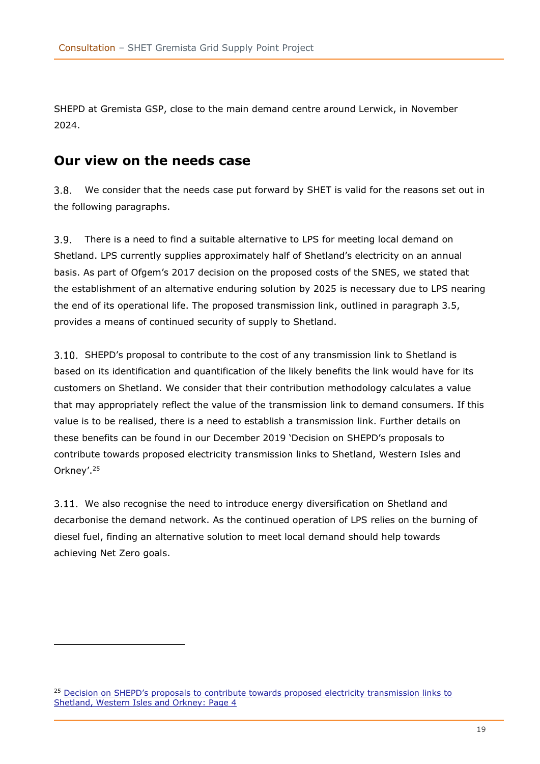SHEPD at Gremista GSP, close to the main demand centre around Lerwick, in November 2024.

## Our view on the needs case

3.8. We consider that the needs case put forward by SHET is valid for the reasons set out in the following paragraphs.

3.9. There is a need to find a suitable alternative to LPS for meeting local demand on Shetland. LPS currently supplies approximately half of Shetland's electricity on an annual basis. As part of Ofgem's 2017 decision on the proposed costs of the SNES, we stated that the establishment of an alternative enduring solution by 2025 is necessary due to LPS nearing the end of its operational life. The proposed transmission link, outlined in paragraph 3.5, provides a means of continued security of supply to Shetland.

3.10. SHEPD's proposal to contribute to the cost of any transmission link to Shetland is based on its identification and quantification of the likely benefits the link would have for its customers on Shetland. We consider that their contribution methodology calculates a value that may appropriately reflect the value of the transmission link to demand consumers. If this value is to be realised, there is a need to establish a transmission link. Further details on these benefits can be found in our December 2019 'Decision on SHEPD's proposals to contribute towards proposed electricity transmission links to Shetland, Western Isles and Orkney'.[25]

3.11. We also recognise the need to introduce energy diversification on Shetland and decarbonise the demand network. As the continued operation of LPS relies on the burning of diesel fuel, finding an alternative solution to meet local demand should help towards achieving Net Zero goals.

[25] Decision on SHEPD's proposals to contribute towards proposed electricity transmission links to Shetland, Western Isles and Orkney: Page 4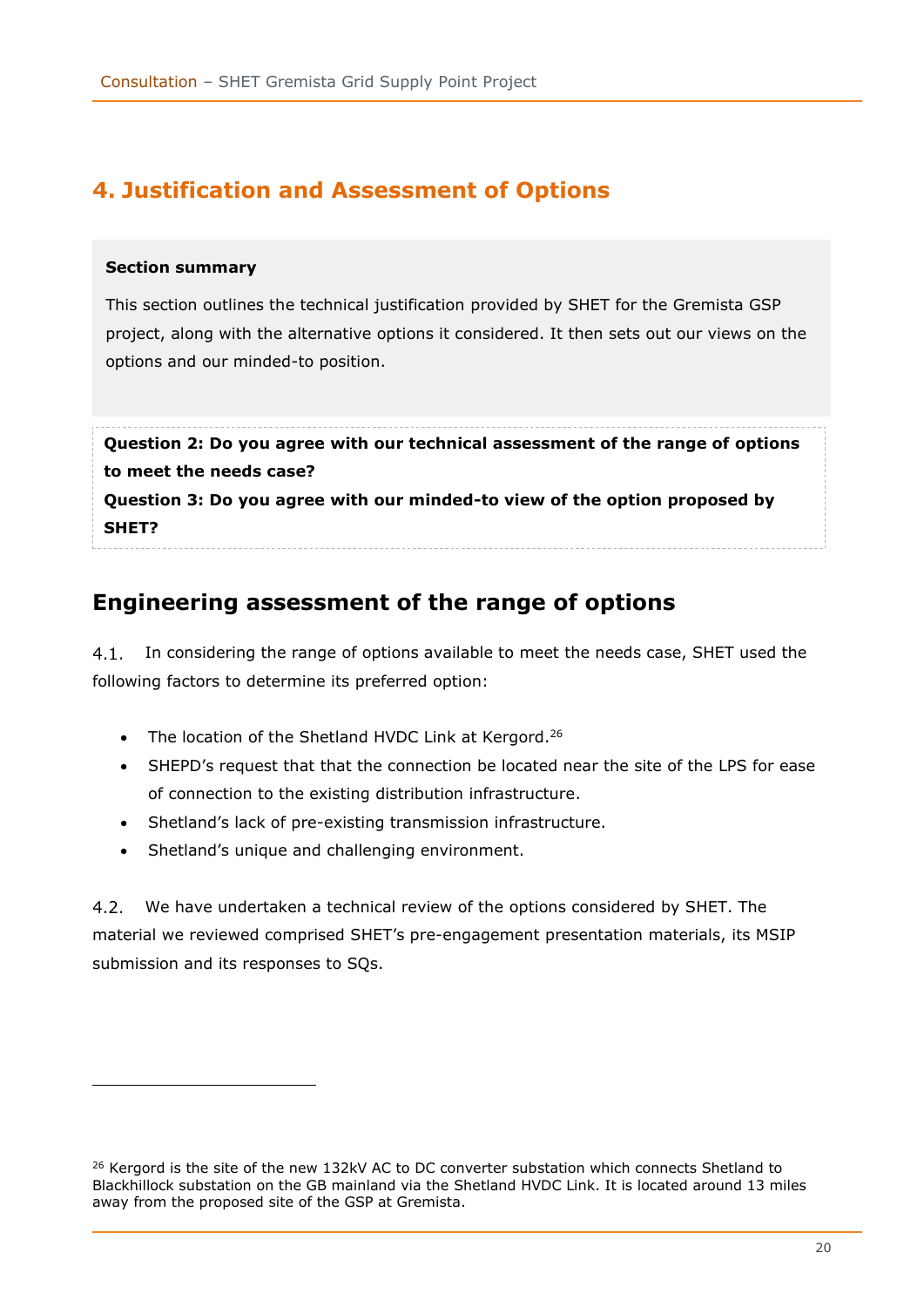# 4. Justification and Assessment of Options

**Section summary**

This section outlines the technical justification provided by SHET for the Gremista GSP project, along with the alternative options it considered. It then sets out our views on the options and our minded-to position.

**Question 2: Do you agree with our technical assessment of the range of options to meet the needs case?**

**Question 3: Do you agree with our minded-to view of the option proposed by SHET?**

## Engineering assessment of the range of options

4.1. In considering the range of options available to meet the needs case, SHET used the following factors to determine its preferred option:

- The location of the Shetland HVDC Link at Kergord.[26]
- SHEPD's request that that the connection be located near the site of the LPS for ease of connection to the existing distribution infrastructure.
- Shetland's lack of pre-existing transmission infrastructure.
- Shetland's unique and challenging environment.

4.2. We have undertaken a technical review of the options considered by SHET. The material we reviewed comprised SHET's pre-engagement presentation materials, its MSIP submission and its responses to SQs.

[26] Kergord is the site of the new 132kV AC to DC converter substation which connects Shetland to Blackhillock substation on the GB mainland via the Shetland HVDC Link. It is located around 13 miles away from the proposed site of the GSP at Gremista.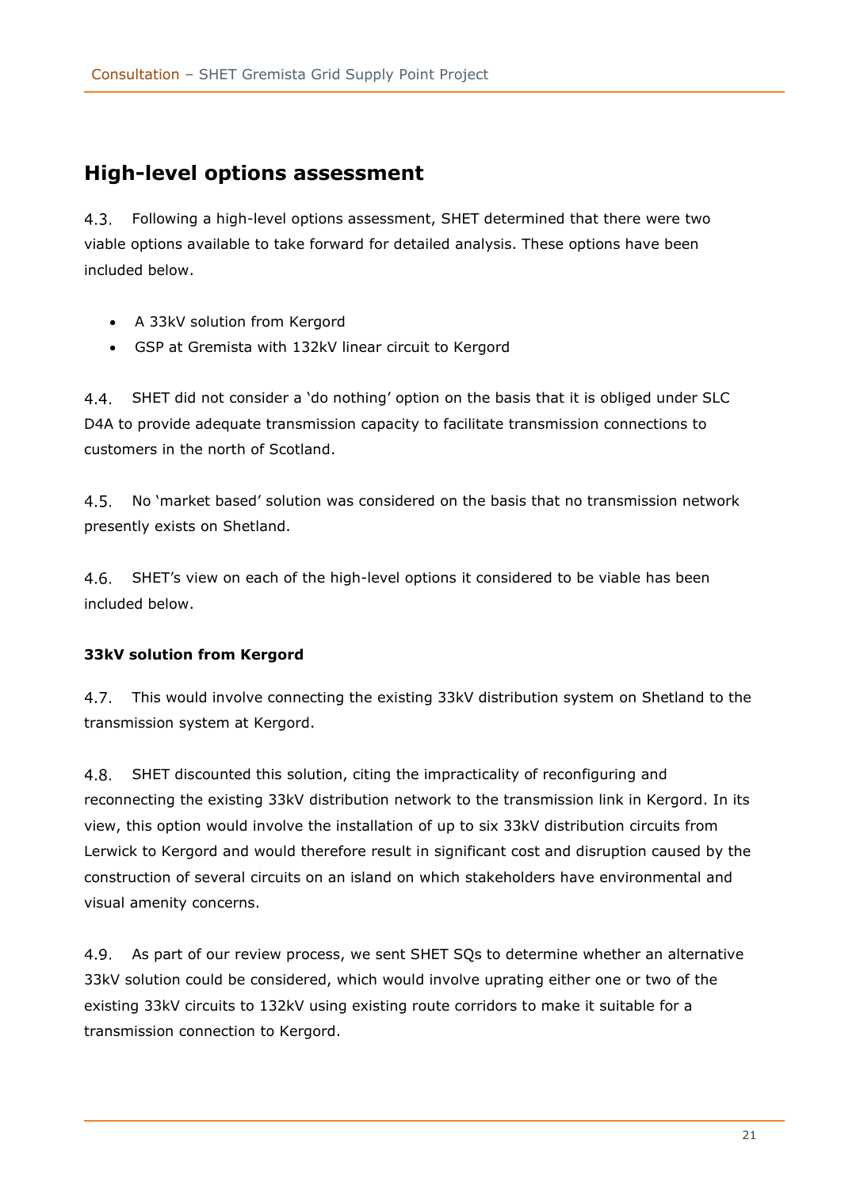## High-level options assessment

4.3. Following a high-level options assessment, SHET determined that there were two viable options available to take forward for detailed analysis. These options have been included below.

- A 33kV solution from Kergord
- GSP at Gremista with 132kV linear circuit to Kergord

4.4. SHET did not consider a 'do nothing' option on the basis that it is obliged under SLC D4A to provide adequate transmission capacity to facilitate transmission connections to customers in the north of Scotland.

4.5. No 'market based' solution was considered on the basis that no transmission network presently exists on Shetland.

4.6. SHET's view on each of the high-level options it considered to be viable has been included below.

**33kV solution from Kergord**

4.7. This would involve connecting the existing 33kV distribution system on Shetland to the transmission system at Kergord.

4.8. SHET discounted this solution, citing the impracticality of reconfiguring and reconnecting the existing 33kV distribution network to the transmission link in Kergord. In its view, this option would involve the installation of up to six 33kV distribution circuits from Lerwick to Kergord and would therefore result in significant cost and disruption caused by the construction of several circuits on an island on which stakeholders have environmental and visual amenity concerns.

4.9. As part of our review process, we sent SHET SQs to determine whether an alternative 33kV solution could be considered, which would involve uprating either one or two of the existing 33kV circuits to 132kV using existing route corridors to make it suitable for a transmission connection to Kergord.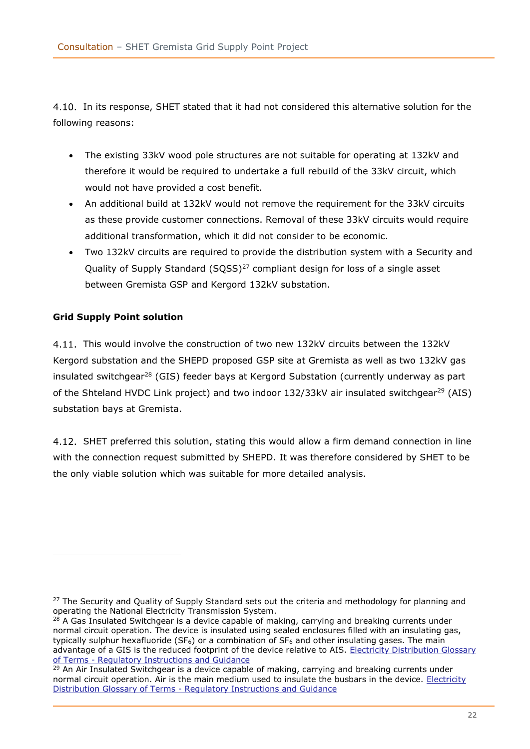4.10. In its response, SHET stated that it had not considered this alternative solution for the following reasons:

- The existing 33kV wood pole structures are not suitable for operating at 132kV and therefore it would be required to undertake a full rebuild of the 33kV circuit, which would not have provided a cost benefit.
- An additional build at 132kV would not remove the requirement for the 33kV circuits as these provide customer connections. Removal of these 33kV circuits would require additional transformation, which it did not consider to be economic.
- Two 132kV circuits are required to provide the distribution system with a Security and Quality of Supply Standard (SQSS)[27] compliant design for loss of a single asset between Gremista GSP and Kergord 132kV substation.

**Grid Supply Point solution**

4.11. This would involve the construction of two new 132kV circuits between the 132kV Kergord substation and the SHEPD proposed GSP site at Gremista as well as two 132kV gas insulated switchgear[28] (GIS) feeder bays at Kergord Substation (currently underway as part of the Shteland HVDC Link project) and two indoor 132/33kV air insulated switchgear[29] (AIS) substation bays at Gremista.

4.12. SHET preferred this solution, stating this would allow a firm demand connection in line with the connection request submitted by SHEPD. It was therefore considered by SHET to be the only viable solution which was suitable for more detailed analysis.

---

[27] The Security and Quality of Supply Standard sets out the criteria and methodology for planning and operating the National Electricity Transmission System.

[28] A Gas Insulated Switchgear is a device capable of making, carrying and breaking currents under normal circuit operation. The device is insulated using sealed enclosures filled with an insulating gas, typically sulphur hexafluoride ($SF_6$) or a combination of $SF_6$ and other insulating gases. The main advantage of a GIS is the reduced footprint of the device relative to AIS. [Electricity Distribution Glossary of Terms - Regulatory Instructions and Guidance]

[29] An Air Insulated Switchgear is a device capable of making, carrying and breaking currents under normal circuit operation. Air is the main medium used to insulate the busbars in the device. [Electricity Distribution Glossary of Terms - Regulatory Instructions and Guidance]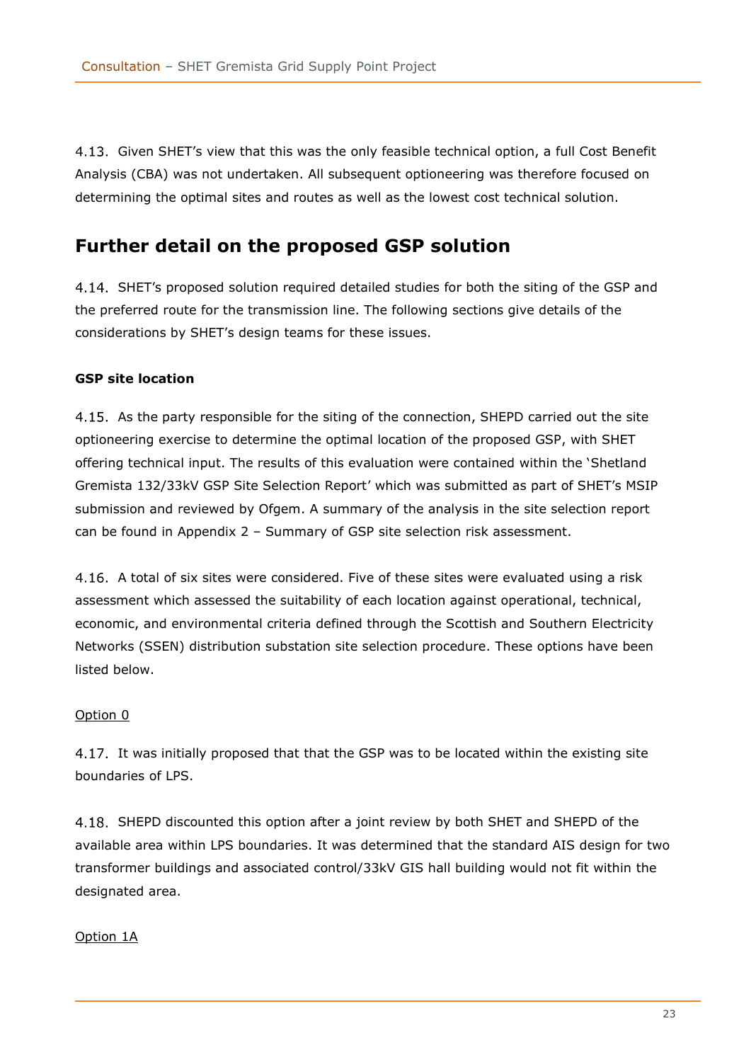4.13. Given SHET's view that this was the only feasible technical option, a full Cost Benefit Analysis (CBA) was not undertaken. All subsequent optioneering was therefore focused on determining the optimal sites and routes as well as the lowest cost technical solution.

## Further detail on the proposed GSP solution

4.14. SHET's proposed solution required detailed studies for both the siting of the GSP and the preferred route for the transmission line. The following sections give details of the considerations by SHET's design teams for these issues.

**GSP site location**

4.15. As the party responsible for the siting of the connection, SHEPD carried out the site optioneering exercise to determine the optimal location of the proposed GSP, with SHET offering technical input. The results of this evaluation were contained within the 'Shetland Gremista 132/33kV GSP Site Selection Report' which was submitted as part of SHET's MSIP submission and reviewed by Ofgem. A summary of the analysis in the site selection report can be found in Appendix 2 – Summary of GSP site selection risk assessment.

4.16. A total of six sites were considered. Five of these sites were evaluated using a risk assessment which assessed the suitability of each location against operational, technical, economic, and environmental criteria defined through the Scottish and Southern Electricity Networks (SSEN) distribution substation site selection procedure. These options have been listed below.

<u>Option 0</u>

4.17. It was initially proposed that that the GSP was to be located within the existing site boundaries of LPS.

4.18. SHEPD discounted this option after a joint review by both SHET and SHEPD of the available area within LPS boundaries. It was determined that the standard AIS design for two transformer buildings and associated control/33kV GIS hall building would not fit within the designated area.

<u>Option 1A</u>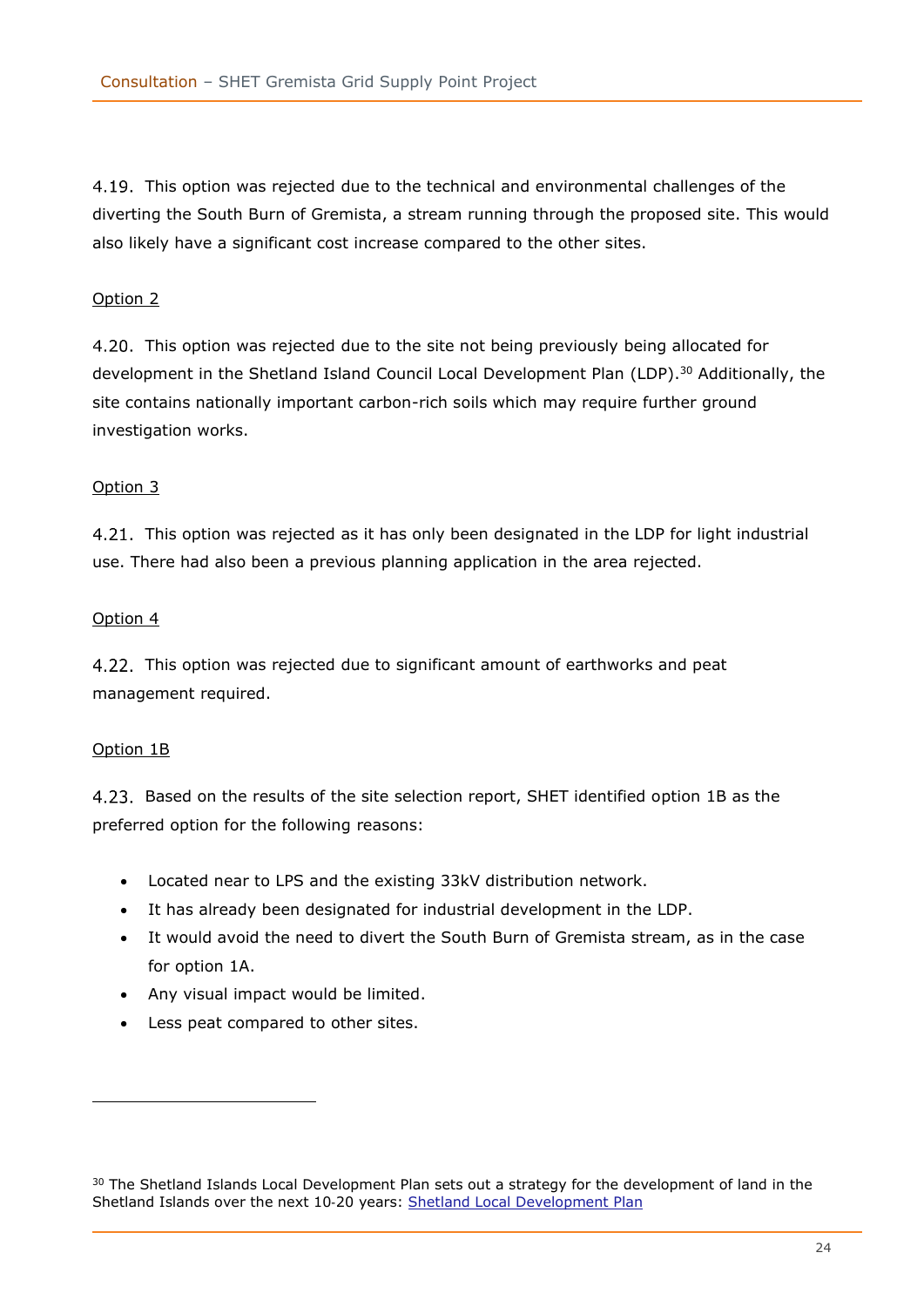4.19. This option was rejected due to the technical and environmental challenges of the diverting the South Burn of Gremista, a stream running through the proposed site. This would also likely have a significant cost increase compared to the other sites.

Option 2

4.20. This option was rejected due to the site not being previously being allocated for development in the Shetland Island Council Local Development Plan (LDP).[30] Additionally, the site contains nationally important carbon-rich soils which may require further ground investigation works.

Option 3

4.21. This option was rejected as it has only been designated in the LDP for light industrial use. There had also been a previous planning application in the area rejected.

Option 4

4.22. This option was rejected due to significant amount of earthworks and peat management required.

Option 1B

4.23. Based on the results of the site selection report, SHET identified option 1B as the preferred option for the following reasons:

- Located near to LPS and the existing 33kV distribution network.
- It has already been designated for industrial development in the LDP.
- It would avoid the need to divert the South Burn of Gremista stream, as in the case for option 1A.
- Any visual impact would be limited.
- Less peat compared to other sites.

[30] The Shetland Islands Local Development Plan sets out a strategy for the development of land in the Shetland Islands over the next 10-20 years: Shetland Local Development Plan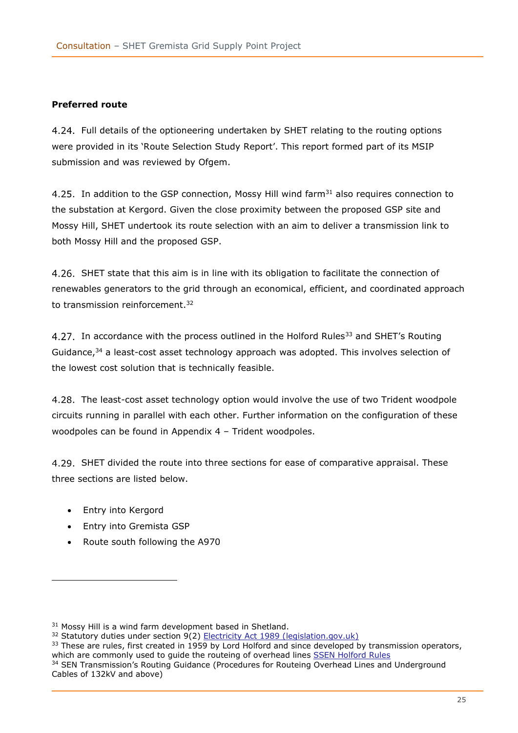**Preferred route**

4.24. Full details of the optioneering undertaken by SHET relating to the routing options were provided in its 'Route Selection Study Report'. This report formed part of its MSIP submission and was reviewed by Ofgem.

4.25. In addition to the GSP connection, Mossy Hill wind farm[31] also requires connection to the substation at Kergord. Given the close proximity between the proposed GSP site and Mossy Hill, SHET undertook its route selection with an aim to deliver a transmission link to both Mossy Hill and the proposed GSP.

4.26. SHET state that this aim is in line with its obligation to facilitate the connection of renewables generators to the grid through an economical, efficient, and coordinated approach to transmission reinforcement.[32]

4.27. In accordance with the process outlined in the Holford Rules[33] and SHET's Routing Guidance,[34] a least-cost asset technology approach was adopted. This involves selection of the lowest cost solution that is technically feasible.

4.28. The least-cost asset technology option would involve the use of two Trident woodpole circuits running in parallel with each other. Further information on the configuration of these woodpoles can be found in Appendix 4 – Trident woodpoles.

4.29. SHET divided the route into three sections for ease of comparative appraisal. These three sections are listed below.

- Entry into Kergord
- Entry into Gremista GSP
- Route south following the A970

---

[31] Mossy Hill is a wind farm development based in Shetland.

[32] Statutory duties under section 9(2) Electricity Act 1989 (legislation.gov.uk)

[33] These are rules, first created in 1959 by Lord Holford and since developed by transmission operators, which are commonly used to guide the routeing of overhead lines SSEN Holford Rules

[34] SEN Transmission's Routing Guidance (Procedures for Routeing Overhead Lines and Underground Cables of 132kV and above)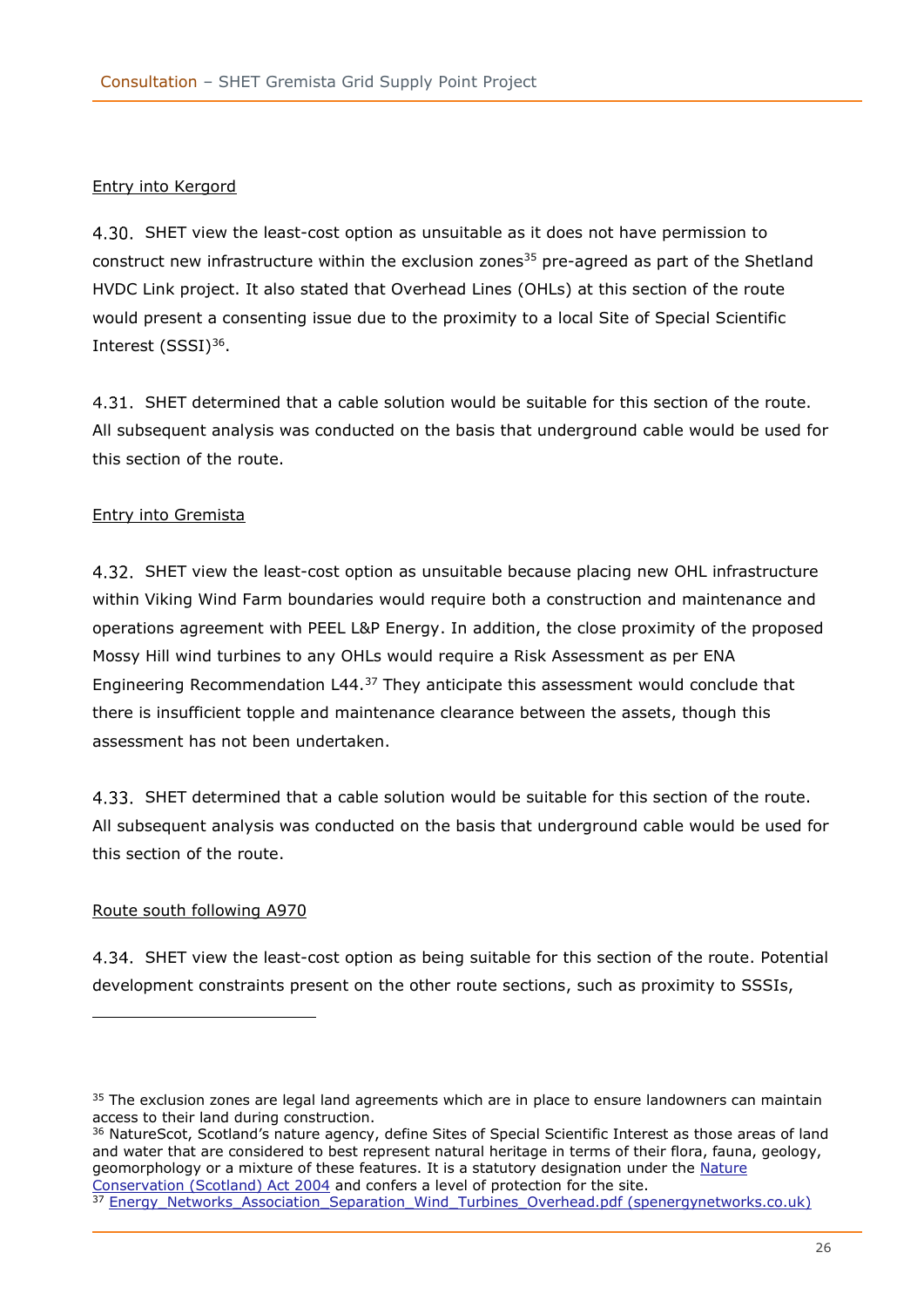Entry into Kergord

4.30. SHET view the least-cost option as unsuitable as it does not have permission to construct new infrastructure within the exclusion zones[35] pre-agreed as part of the Shetland HVDC Link project. It also stated that Overhead Lines (OHLs) at this section of the route would present a consenting issue due to the proximity to a local Site of Special Scientific Interest (SSSI)[36].

4.31. SHET determined that a cable solution would be suitable for this section of the route. All subsequent analysis was conducted on the basis that underground cable would be used for this section of the route.

Entry into Gremista

4.32. SHET view the least-cost option as unsuitable because placing new OHL infrastructure within Viking Wind Farm boundaries would require both a construction and maintenance and operations agreement with PEEL L&P Energy. In addition, the close proximity of the proposed Mossy Hill wind turbines to any OHLs would require a Risk Assessment as per ENA Engineering Recommendation L44.[37] They anticipate this assessment would conclude that there is insufficient topple and maintenance clearance between the assets, though this assessment has not been undertaken.

4.33. SHET determined that a cable solution would be suitable for this section of the route. All subsequent analysis was conducted on the basis that underground cable would be used for this section of the route.

Route south following A970

4.34. SHET view the least-cost option as being suitable for this section of the route. Potential development constraints present on the other route sections, such as proximity to SSSIs,

---

[35] The exclusion zones are legal land agreements which are in place to ensure landowners can maintain access to their land during construction.

[36] NatureScot, Scotland's nature agency, define Sites of Special Scientific Interest as those areas of land and water that are considered to best represent natural heritage in terms of their flora, fauna, geology, geomorphology or a mixture of these features. It is a statutory designation under the Nature Conservation (Scotland) Act 2004 and confers a level of protection for the site.

[37] Energy_Networks_Association_Separation_Wind_Turbines_Overhead.pdf (spenergynetworks.co.uk)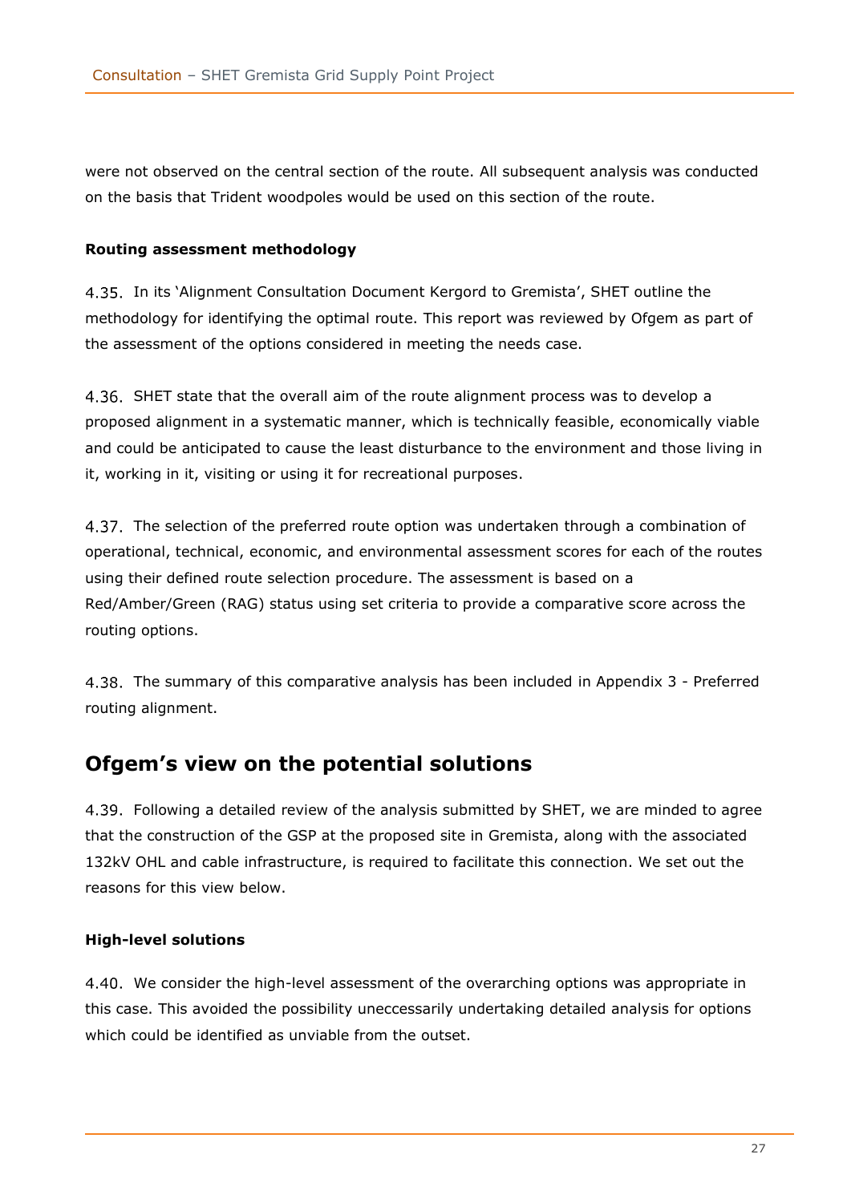were not observed on the central section of the route. All subsequent analysis was conducted on the basis that Trident woodpoles would be used on this section of the route.

**Routing assessment methodology**

4.35. In its 'Alignment Consultation Document Kergord to Gremista', SHET outline the methodology for identifying the optimal route. This report was reviewed by Ofgem as part of the assessment of the options considered in meeting the needs case.

4.36. SHET state that the overall aim of the route alignment process was to develop a proposed alignment in a systematic manner, which is technically feasible, economically viable and could be anticipated to cause the least disturbance to the environment and those living in it, working in it, visiting or using it for recreational purposes.

4.37. The selection of the preferred route option was undertaken through a combination of operational, technical, economic, and environmental assessment scores for each of the routes using their defined route selection procedure. The assessment is based on a Red/Amber/Green (RAG) status using set criteria to provide a comparative score across the routing options.

4.38. The summary of this comparative analysis has been included in Appendix 3 - Preferred routing alignment.

## Ofgem's view on the potential solutions

4.39. Following a detailed review of the analysis submitted by SHET, we are minded to agree that the construction of the GSP at the proposed site in Gremista, along with the associated 132kV OHL and cable infrastructure, is required to facilitate this connection. We set out the reasons for this view below.

**High-level solutions**

4.40. We consider the high-level assessment of the overarching options was appropriate in this case. This avoided the possibility uneccessarily undertaking detailed analysis for options which could be identified as unviable from the outset.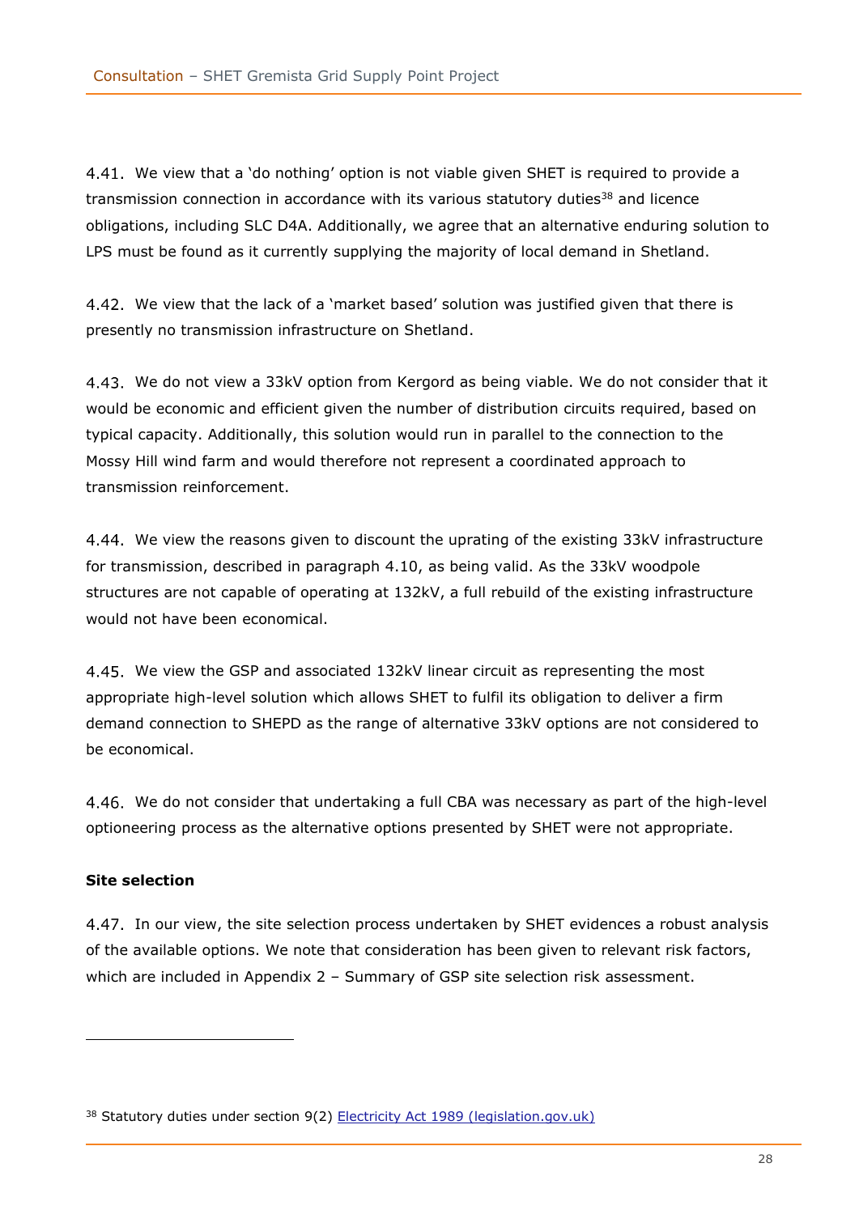4.41. We view that a 'do nothing' option is not viable given SHET is required to provide a transmission connection in accordance with its various statutory duties[38] and licence obligations, including SLC D4A. Additionally, we agree that an alternative enduring solution to LPS must be found as it currently supplying the majority of local demand in Shetland.

4.42. We view that the lack of a 'market based' solution was justified given that there is presently no transmission infrastructure on Shetland.

4.43. We do not view a 33kV option from Kergord as being viable. We do not consider that it would be economic and efficient given the number of distribution circuits required, based on typical capacity. Additionally, this solution would run in parallel to the connection to the Mossy Hill wind farm and would therefore not represent a coordinated approach to transmission reinforcement.

4.44. We view the reasons given to discount the uprating of the existing 33kV infrastructure for transmission, described in paragraph 4.10, as being valid. As the 33kV woodpole structures are not capable of operating at 132kV, a full rebuild of the existing infrastructure would not have been economical.

4.45. We view the GSP and associated 132kV linear circuit as representing the most appropriate high-level solution which allows SHET to fulfil its obligation to deliver a firm demand connection to SHEPD as the range of alternative 33kV options are not considered to be economical.

4.46. We do not consider that undertaking a full CBA was necessary as part of the high-level optioneering process as the alternative options presented by SHET were not appropriate.

**Site selection**

4.47. In our view, the site selection process undertaken by SHET evidences a robust analysis of the available options. We note that consideration has been given to relevant risk factors, which are included in Appendix 2 – Summary of GSP site selection risk assessment.

---

[38] Statutory duties under section 9(2) [Electricity Act 1989 (legislation.gov.uk)]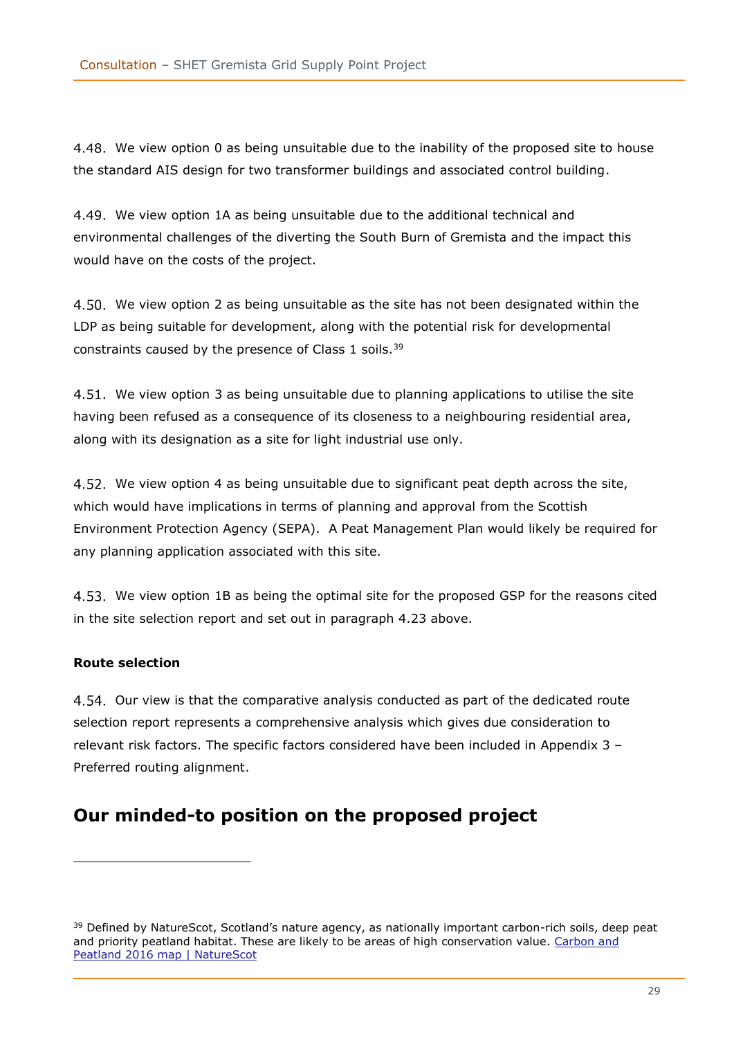4.48. We view option 0 as being unsuitable due to the inability of the proposed site to house the standard AIS design for two transformer buildings and associated control building.

4.49. We view option 1A as being unsuitable due to the additional technical and environmental challenges of the diverting the South Burn of Gremista and the impact this would have on the costs of the project.

4.50. We view option 2 as being unsuitable as the site has not been designated within the LDP as being suitable for development, along with the potential risk for developmental constraints caused by the presence of Class 1 soils.[39]

4.51. We view option 3 as being unsuitable due to planning applications to utilise the site having been refused as a consequence of its closeness to a neighbouring residential area, along with its designation as a site for light industrial use only.

4.52. We view option 4 as being unsuitable due to significant peat depth across the site, which would have implications in terms of planning and approval from the Scottish Environment Protection Agency (SEPA). A Peat Management Plan would likely be required for any planning application associated with this site.

4.53. We view option 1B as being the optimal site for the proposed GSP for the reasons cited in the site selection report and set out in paragraph 4.23 above.

**Route selection**

4.54. Our view is that the comparative analysis conducted as part of the dedicated route selection report represents a comprehensive analysis which gives due consideration to relevant risk factors. The specific factors considered have been included in Appendix 3 – Preferred routing alignment.

## Our minded-to position on the proposed project

[39] Defined by NatureScot, Scotland's nature agency, as nationally important carbon-rich soils, deep peat and priority peatland habitat. These are likely to be areas of high conservation value. [Carbon and Peatland 2016 map | NatureScot]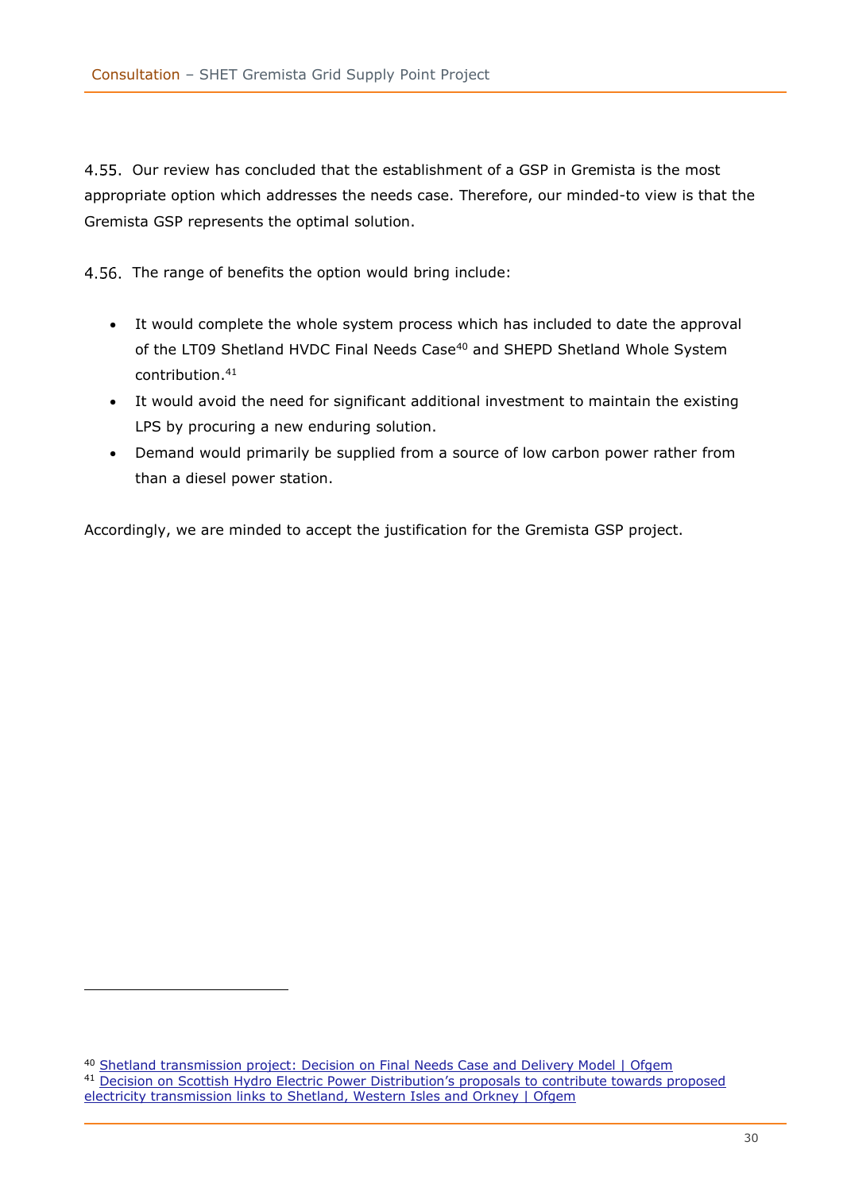4.55. Our review has concluded that the establishment of a GSP in Gremista is the most appropriate option which addresses the needs case. Therefore, our minded-to view is that the Gremista GSP represents the optimal solution.

4.56. The range of benefits the option would bring include:

- It would complete the whole system process which has included to date the approval of the LT09 Shetland HVDC Final Needs Case[40] and SHEPD Shetland Whole System contribution.[41]
- It would avoid the need for significant additional investment to maintain the existing LPS by procuring a new enduring solution.
- Demand would primarily be supplied from a source of low carbon power rather from than a diesel power station.

Accordingly, we are minded to accept the justification for the Gremista GSP project.

[40] Shetland transmission project: Decision on Final Needs Case and Delivery Model | Ofgem

[41] Decision on Scottish Hydro Electric Power Distribution's proposals to contribute towards proposed electricity transmission links to Shetland, Western Isles and Orkney | Ofgem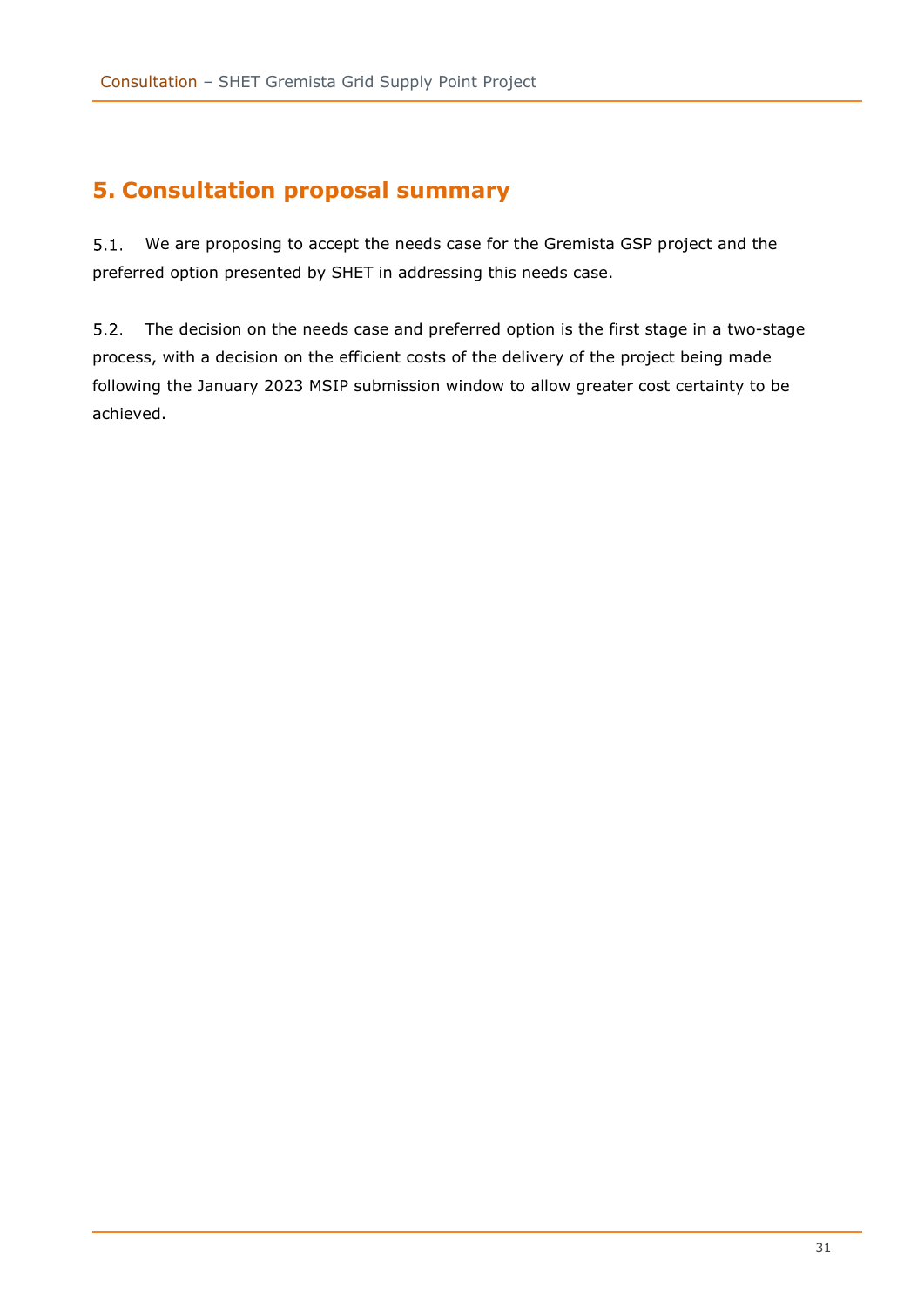## 5. Consultation proposal summary

5.1. We are proposing to accept the needs case for the Gremista GSP project and the preferred option presented by SHET in addressing this needs case.

5.2. The decision on the needs case and preferred option is the first stage in a two-stage process, with a decision on the efficient costs of the delivery of the project being made following the January 2023 MSIP submission window to allow greater cost certainty to be achieved.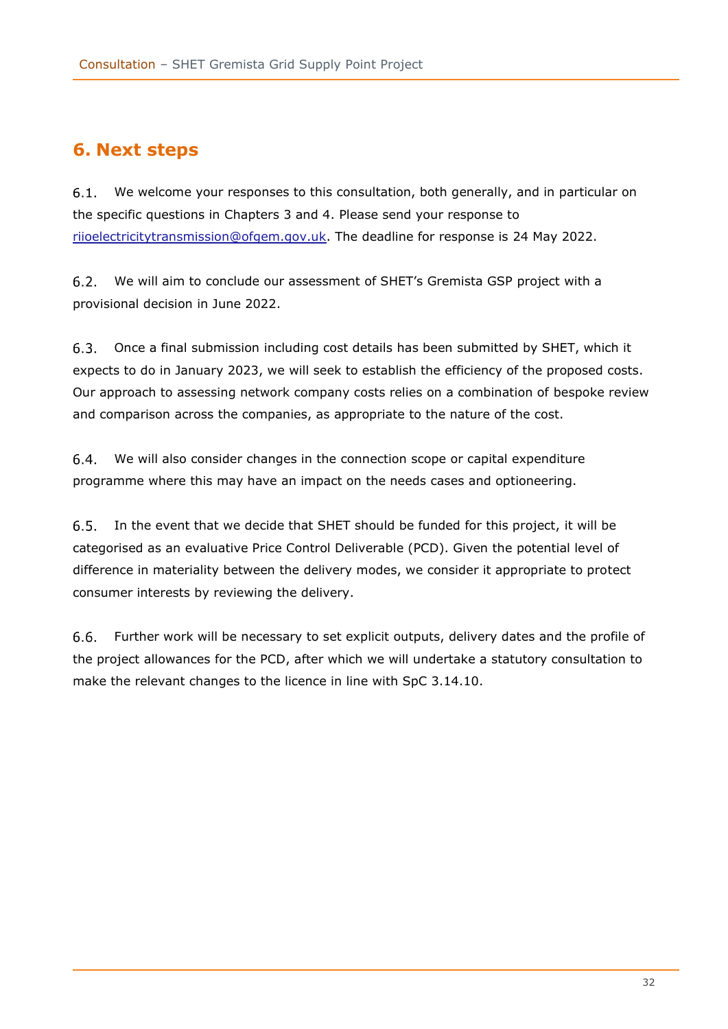## 6. Next steps

6.1. We welcome your responses to this consultation, both generally, and in particular on the specific questions in Chapters 3 and 4. Please send your response to [riioelectricitytransmission@ofgem.gov.uk](mailto:riioelectricitytransmission@ofgem.gov.uk). The deadline for response is 24 May 2022.

6.2. We will aim to conclude our assessment of SHET's Gremista GSP project with a provisional decision in June 2022.

6.3. Once a final submission including cost details has been submitted by SHET, which it expects to do in January 2023, we will seek to establish the efficiency of the proposed costs. Our approach to assessing network company costs relies on a combination of bespoke review and comparison across the companies, as appropriate to the nature of the cost.

6.4. We will also consider changes in the connection scope or capital expenditure programme where this may have an impact on the needs cases and optioneering.

6.5. In the event that we decide that SHET should be funded for this project, it will be categorised as an evaluative Price Control Deliverable (PCD). Given the potential level of difference in materiality between the delivery modes, we consider it appropriate to protect consumer interests by reviewing the delivery.

6.6. Further work will be necessary to set explicit outputs, delivery dates and the profile of the project allowances for the PCD, after which we will undertake a statutory consultation to make the relevant changes to the licence in line with SpC 3.14.10.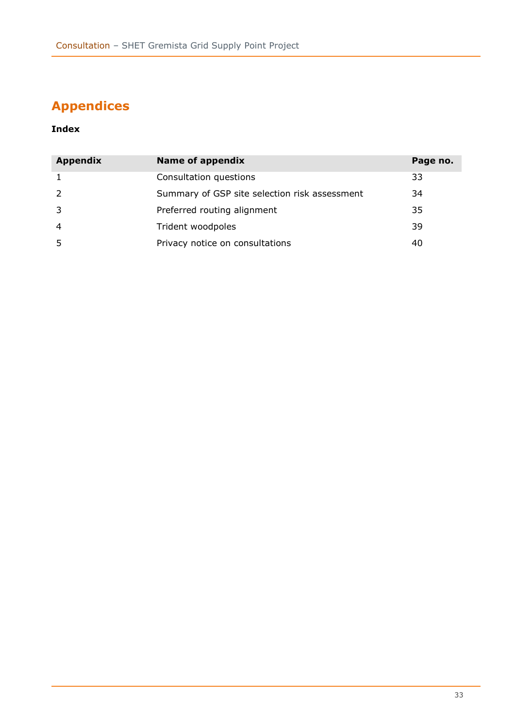# Appendices

**Index**

| Appendix | Name of appendix | Page no. |
|---|---|---|
| 1 | Consultation questions | 33 |
| 2 | Summary of GSP site selection risk assessment | 34 |
| 3 | Preferred routing alignment | 35 |
| 4 | Trident woodpoles | 39 |
| 5 | Privacy notice on consultations | 40 |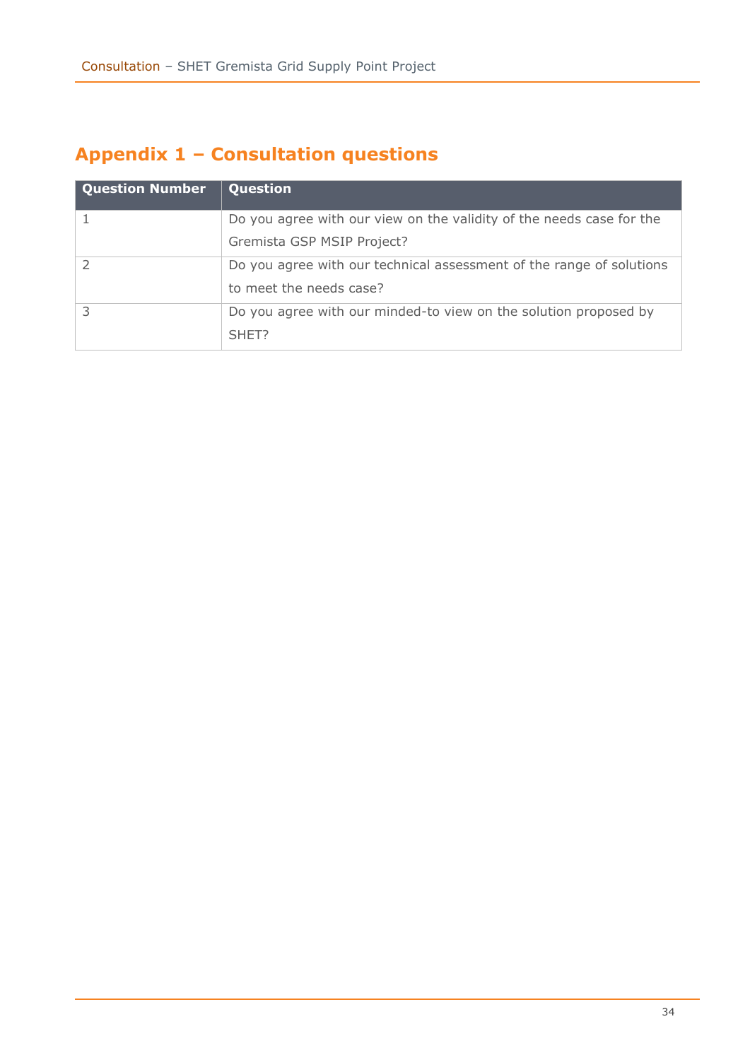## Appendix 1 – Consultation questions

| Question Number | Question |
|---|---|
| 1 | Do you agree with our view on the validity of the needs case for the Gremista GSP MSIP Project? |
| 2 | Do you agree with our technical assessment of the range of solutions to meet the needs case? |
| 3 | Do you agree with our minded-to view on the solution proposed by SHET? |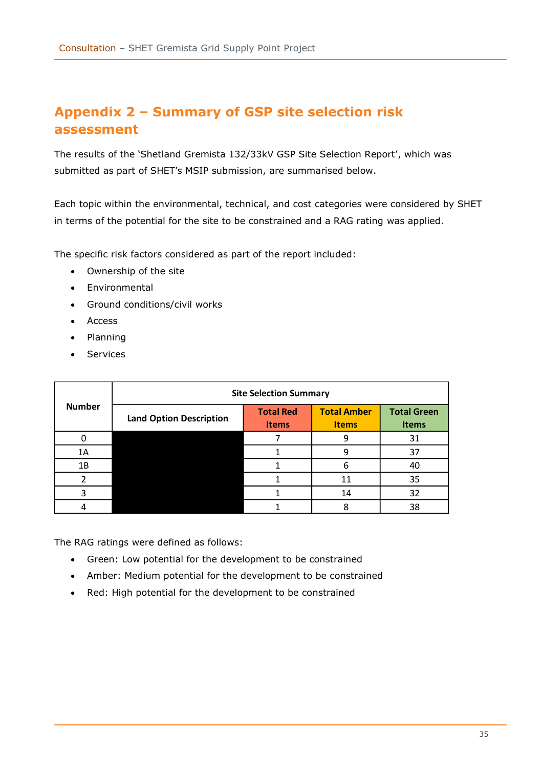## Appendix 2 – Summary of GSP site selection risk assessment

The results of the 'Shetland Gremista 132/33kV GSP Site Selection Report', which was submitted as part of SHET's MSIP submission, are summarised below.

Each topic within the environmental, technical, and cost categories were considered by SHET in terms of the potential for the site to be constrained and a RAG rating was applied.

The specific risk factors considered as part of the report included:

- Ownership of the site
- Environmental
- Ground conditions/civil works
- Access
- Planning
- Services

| Number | Site Selection Summary | | | |
|---|---|---|---|---|
| | Land Option Description | Total Red Items | Total Amber Items | Total Green Items |
| 0 | | 7 | 9 | 31 |
| 1A | | 1 | 9 | 37 |
| 1B | | 1 | 6 | 40 |
| 2 | | 1 | 11 | 35 |
| 3 | | 1 | 14 | 32 |
| 4 | | 1 | 8 | 38 |

The RAG ratings were defined as follows:

- Green: Low potential for the development to be constrained
- Amber: Medium potential for the development to be constrained
- Red: High potential for the development to be constrained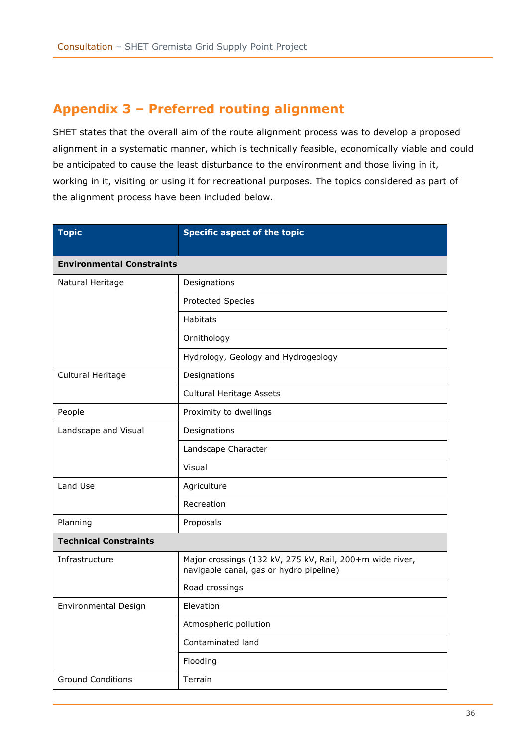## Appendix 3 – Preferred routing alignment

SHET states that the overall aim of the route alignment process was to develop a proposed alignment in a systematic manner, which is technically feasible, economically viable and could be anticipated to cause the least disturbance to the environment and those living in it, working in it, visiting or using it for recreational purposes. The topics considered as part of the alignment process have been included below.

| Topic | Specific aspect of the topic |
|---|---|
| **Environmental Constraints** | |
| Natural Heritage | Designations |
| | Protected Species |
| | Habitats |
| | Ornithology |
| | Hydrology, Geology and Hydrogeology |
| Cultural Heritage | Designations |
| | Cultural Heritage Assets |
| People | Proximity to dwellings |
| Landscape and Visual | Designations |
| | Landscape Character |
| | Visual |
| Land Use | Agriculture |
| | Recreation |
| Planning | Proposals |
| **Technical Constraints** | |
| Infrastructure | Major crossings (132 kV, 275 kV, Rail, 200+m wide river, navigable canal, gas or hydro pipeline) |
| | Road crossings |
| Environmental Design | Elevation |
| | Atmospheric pollution |
| | Contaminated land |
| | Flooding |
| Ground Conditions | Terrain |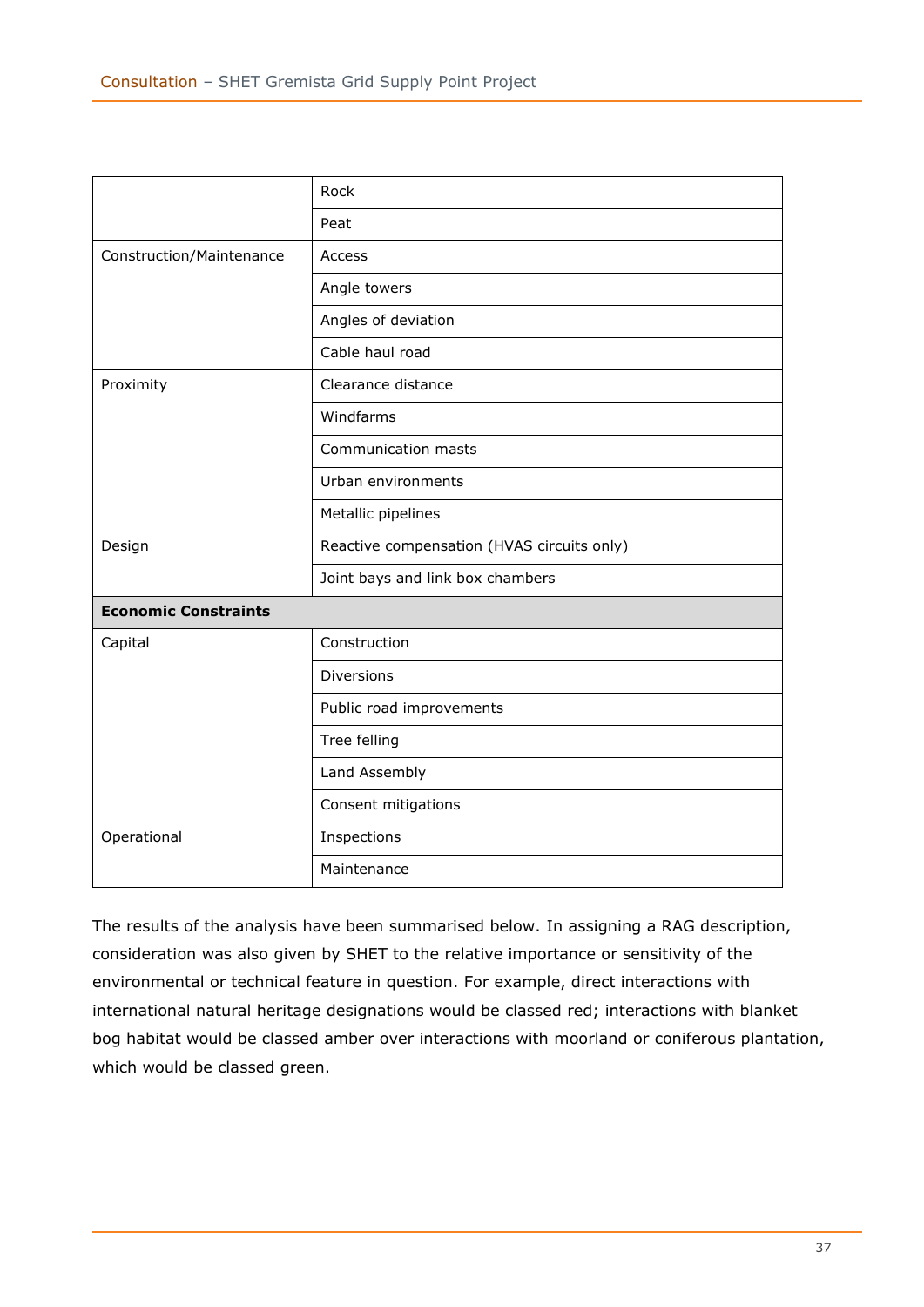| | |
|---|---|
| | Rock |
| | Peat |
| Construction/Maintenance | Access |
| | Angle towers |
| | Angles of deviation |
| | Cable haul road |
| Proximity | Clearance distance |
| | Windfarms |
| | Communication masts |
| | Urban environments |
| | Metallic pipelines |
| Design | Reactive compensation (HVAS circuits only) |
| | Joint bays and link box chambers |
| **Economic Constraints** | |
| Capital | Construction |
| | Diversions |
| | Public road improvements |
| | Tree felling |
| | Land Assembly |
| | Consent mitigations |
| Operational | Inspections |
| | Maintenance |

The results of the analysis have been summarised below. In assigning a RAG description, consideration was also given by SHET to the relative importance or sensitivity of the environmental or technical feature in question. For example, direct interactions with international natural heritage designations would be classed red; interactions with blanket bog habitat would be classed amber over interactions with moorland or coniferous plantation, which would be classed green.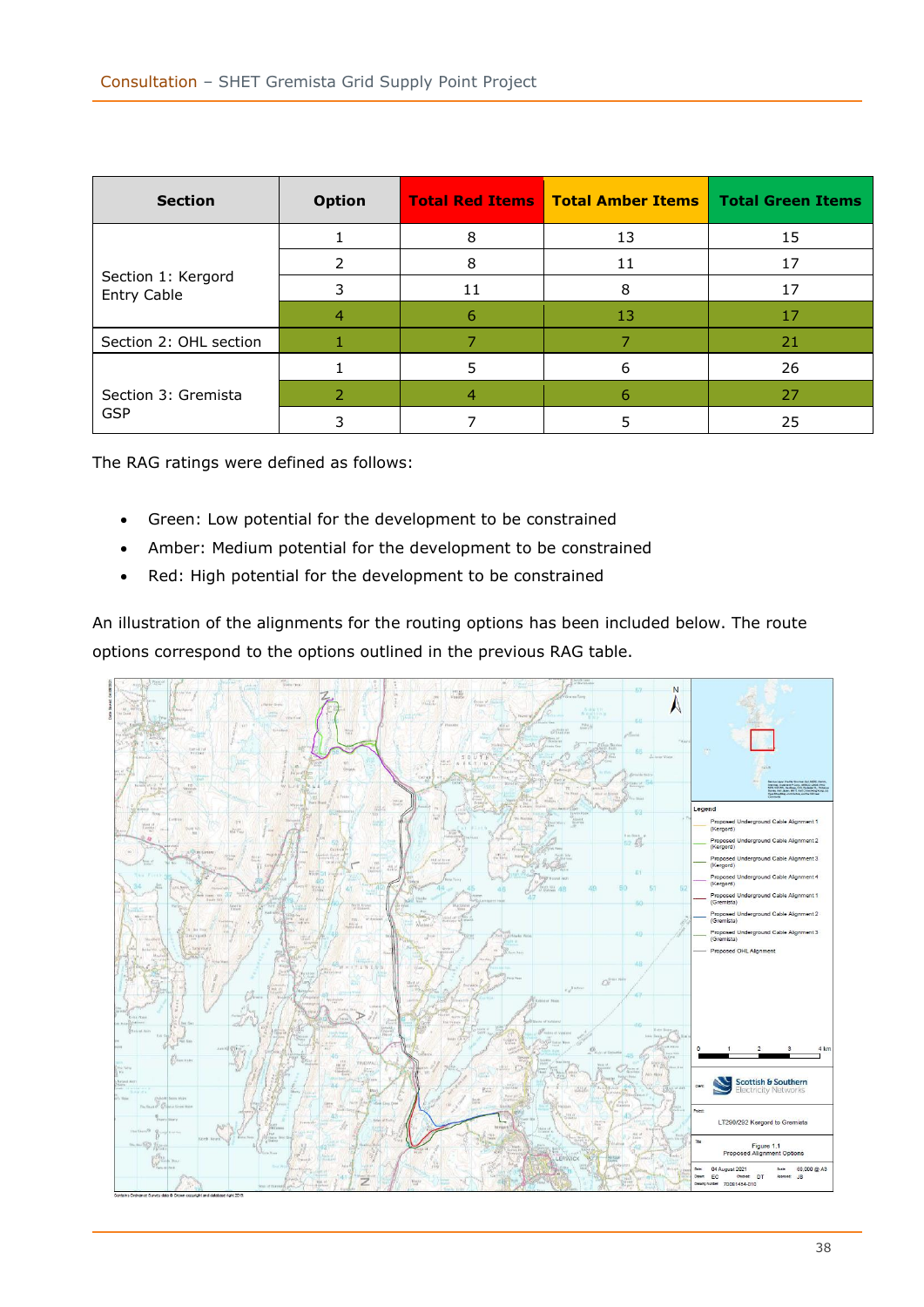| Section | Option | Total Red Items | Total Amber Items | Total Green Items |
|---|---|---|---|---|
| Section 1: Kergord Entry Cable | 1 | 8 | 13 | 15 |
| | 2 | 8 | 11 | 17 |
| | 3 | 11 | 8 | 17 |
| | 4 | 6 | 13 | 17 |
| Section 2: OHL section | 1 | 7 | 7 | 21 |
| Section 3: Gremista GSP | 1 | 5 | 6 | 26 |
| | 2 | 4 | 6 | 27 |
| | 3 | 7 | 5 | 25 |

The RAG ratings were defined as follows:

- Green: Low potential for the development to be constrained
- Amber: Medium potential for the development to be constrained
- Red: High potential for the development to be constrained

An illustration of the alignments for the routing options has been included below. The route options correspond to the options outlined in the previous RAG table.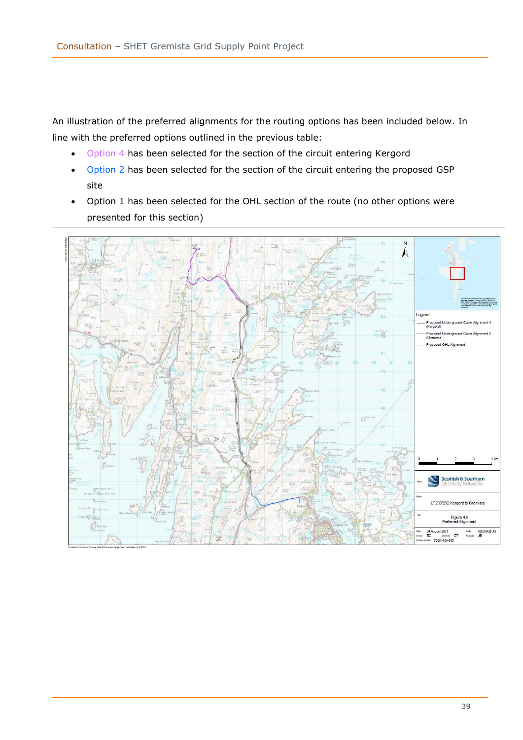An illustration of the preferred alignments for the routing options has been included below. In line with the preferred options outlined in the previous table:

- Option 4 has been selected for the section of the circuit entering Kergord
- Option 2 has been selected for the section of the circuit entering the proposed GSP site
- Option 1 has been selected for the OHL section of the route (no other options were presented for this section)

Legend

- Proposed Underground Cable Alignment 4 (Kergord)
- Proposed Underground Cable Alignment 2 (Gremista)
- Proposed OHL Alignment

Scottish & Southern Electricity Networks

LT290/292 Kergord to Gremista

Figure 4.9
Preferred Alignment

Contains Ordnance Survey data © Crown copyright and database right 2016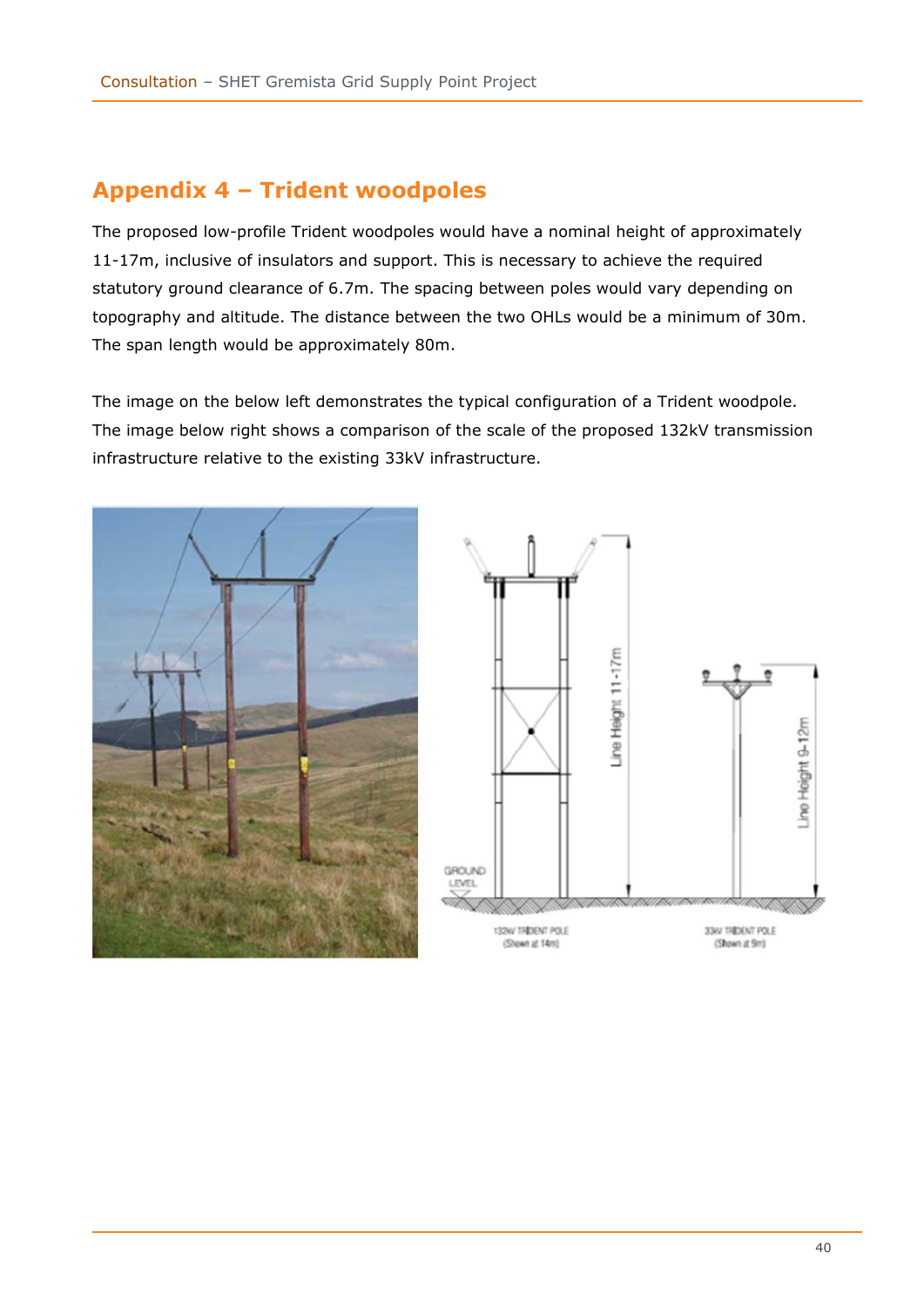## Appendix 4 – Trident woodpoles

The proposed low-profile Trident woodpoles would have a nominal height of approximately 11-17m, inclusive of insulators and support. This is necessary to achieve the required statutory ground clearance of 6.7m. The spacing between poles would vary depending on topography and altitude. The distance between the two OHLs would be a minimum of 30m. The span length would be approximately 80m.

The image on the below left demonstrates the typical configuration of a Trident woodpole. The image below right shows a comparison of the scale of the proposed 132kV transmission infrastructure relative to the existing 33kV infrastructure.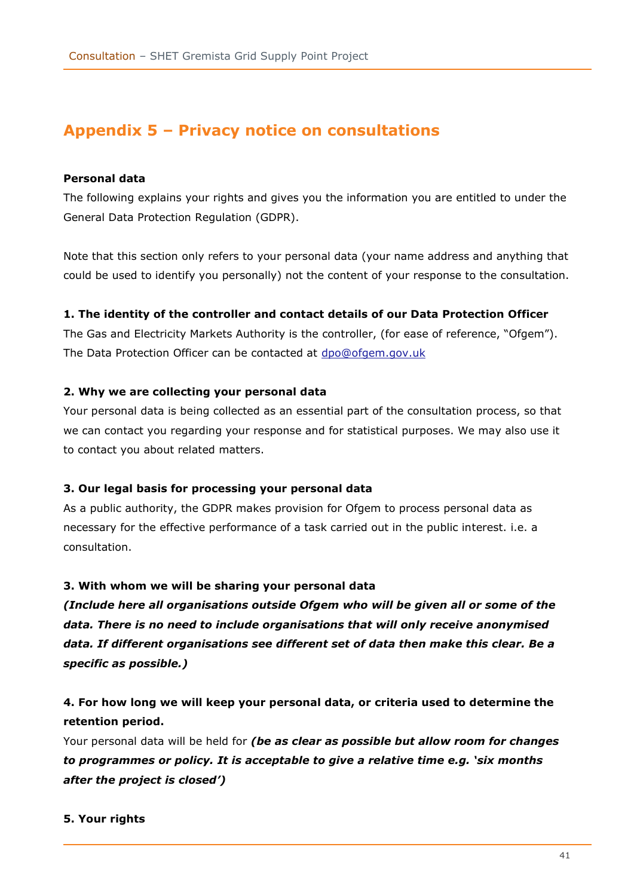## Appendix 5 – Privacy notice on consultations

**Personal data**

The following explains your rights and gives you the information you are entitled to under the General Data Protection Regulation (GDPR).

Note that this section only refers to your personal data (your name address and anything that could be used to identify you personally) not the content of your response to the consultation.

**1. The identity of the controller and contact details of our Data Protection Officer**

The Gas and Electricity Markets Authority is the controller, (for ease of reference, "Ofgem"). The Data Protection Officer can be contacted at dpo@ofgem.gov.uk

**2. Why we are collecting your personal data**

Your personal data is being collected as an essential part of the consultation process, so that we can contact you regarding your response and for statistical purposes. We may also use it to contact you about related matters.

**3. Our legal basis for processing your personal data**

As a public authority, the GDPR makes provision for Ofgem to process personal data as necessary for the effective performance of a task carried out in the public interest. i.e. a consultation.

**3. With whom we will be sharing your personal data**

***(Include here all organisations outside Ofgem who will be given all or some of the data. There is no need to include organisations that will only receive anonymised data. If different organisations see different set of data then make this clear. Be a specific as possible.)***

**4. For how long we will keep your personal data, or criteria used to determine the retention period.**

Your personal data will be held for ***(be as clear as possible but allow room for changes to programmes or policy. It is acceptable to give a relative time e.g. 'six months after the project is closed')***

**5. Your rights**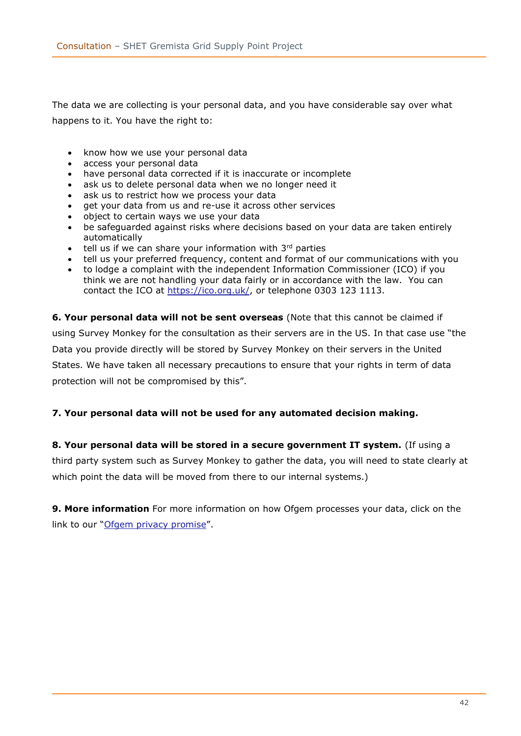The data we are collecting is your personal data, and you have considerable say over what happens to it. You have the right to:

- know how we use your personal data
- access your personal data
- have personal data corrected if it is inaccurate or incomplete
- ask us to delete personal data when we no longer need it
- ask us to restrict how we process your data
- get your data from us and re-use it across other services
- object to certain ways we use your data
- be safeguarded against risks where decisions based on your data are taken entirely automatically
- tell us if we can share your information with 3rd parties
- tell us your preferred frequency, content and format of our communications with you
- to lodge a complaint with the independent Information Commissioner (ICO) if you think we are not handling your data fairly or in accordance with the law. You can contact the ICO at [https://ico.org.uk/](https://ico.org.uk/), or telephone 0303 123 1113.

**6. Your personal data will not be sent overseas** (Note that this cannot be claimed if using Survey Monkey for the consultation as their servers are in the US. In that case use "the Data you provide directly will be stored by Survey Monkey on their servers in the United States. We have taken all necessary precautions to ensure that your rights in term of data protection will not be compromised by this".

**7. Your personal data will not be used for any automated decision making.**

**8. Your personal data will be stored in a secure government IT system.** (If using a third party system such as Survey Monkey to gather the data, you will need to state clearly at which point the data will be moved from there to our internal systems.)

**9. More information** For more information on how Ofgem processes your data, click on the link to our "Ofgem privacy promise".